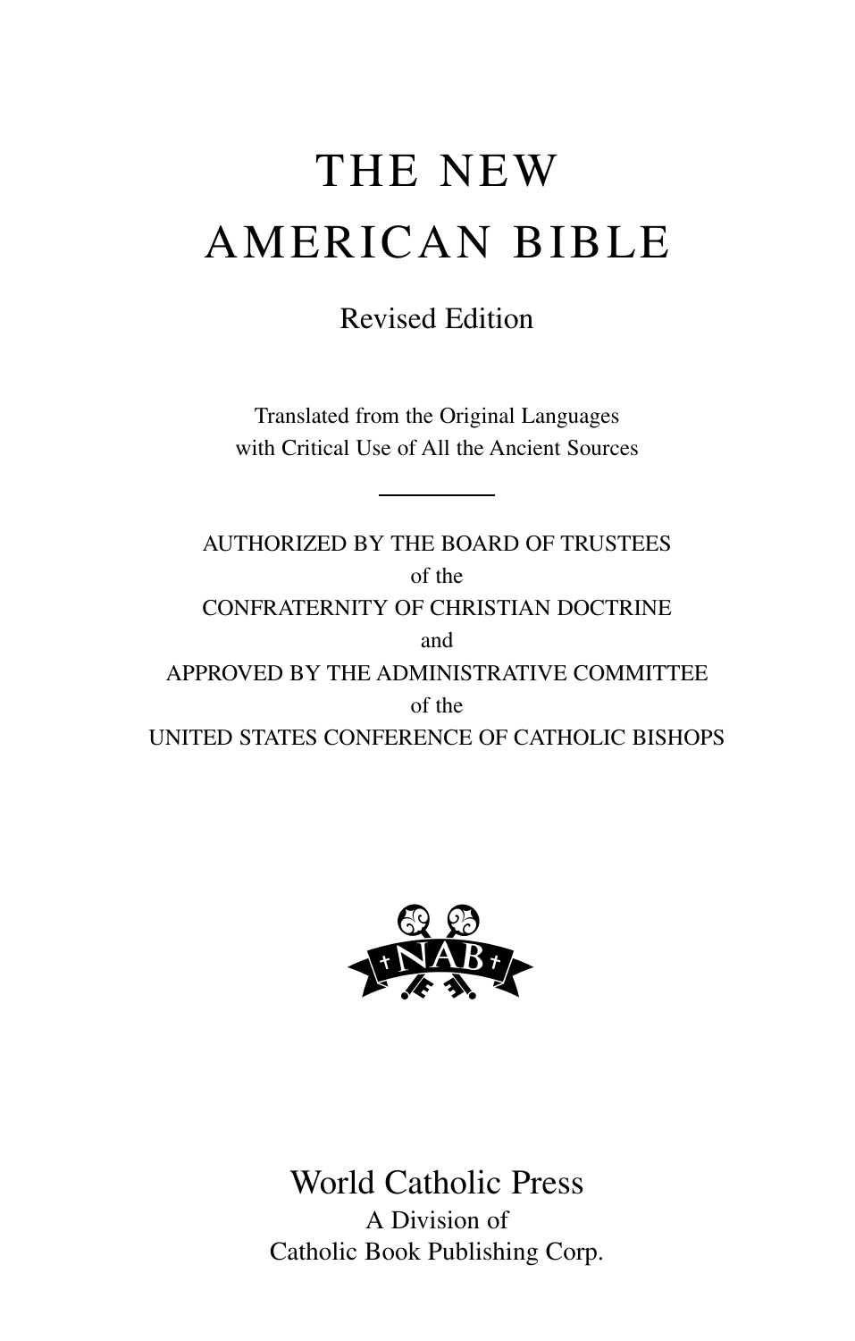# THE NEW AMERICAN BIBLE

## Revised Edition

Translated from the Original Languages
with Critical Use of All the Ancient Sources

---

AUTHORIZED BY THE BOARD OF TRUSTEES
of the
CONFRATERNITY OF CHRISTIAN DOCTRINE
and
APPROVED BY THE ADMINISTRATIVE COMMITTEE
of the
UNITED STATES CONFERENCE OF CATHOLIC BISHOPS

NAB

World Catholic Press
A Division of
Catholic Book Publishing Corp.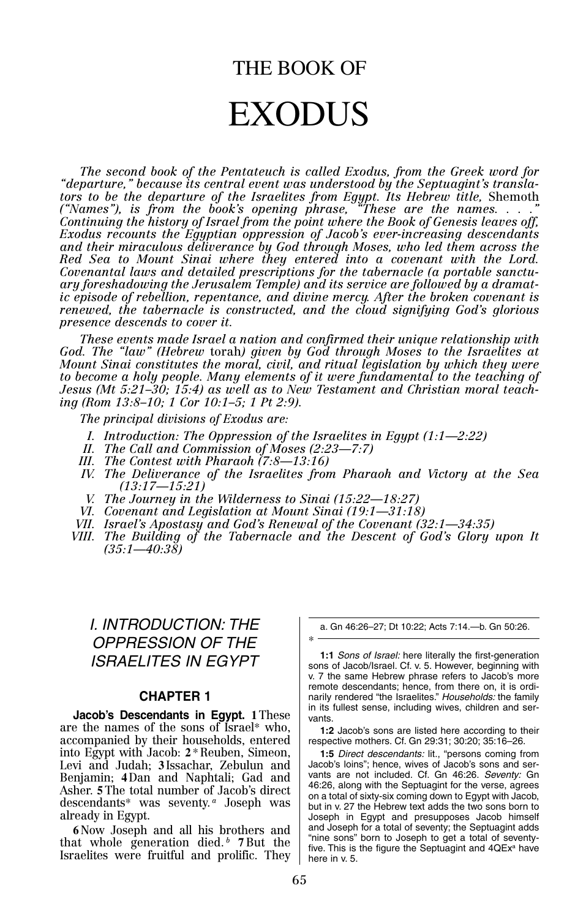# THE BOOK OF

# EXODUS

*The second book of the Pentateuch is called Exodus, from the Greek word for "departure," because its central event was understood by the Septuagint's translators to be the departure of the Israelites from Egypt. Its Hebrew title,* Shemoth *("Names"), is from the book's opening phrase, "These are the names. . . ." Continuing the history of Israel from the point where the Book of Genesis leaves off, Exodus recounts the Egyptian oppression of Jacob's ever-increasing descendants and their miraculous deliverance by God through Moses, who led them across the Red Sea to Mount Sinai where they entered into a covenant with the Lord. Covenantal laws and detailed prescriptions for the tabernacle (a portable sanctuary foreshadowing the Jerusalem Temple) and its service are followed by a dramatic episode of rebellion, repentance, and divine mercy. After the broken covenant is renewed, the tabernacle is constructed, and the cloud signifying God's glorious presence descends to cover it.*

*These events made Israel a nation and confirmed their unique relationship with God. The "law" (Hebrew* torah*) given by God through Moses to the Israelites at Mount Sinai constitutes the moral, civil, and ritual legislation by which they were to become a holy people. Many elements of it were fundamental to the teaching of Jesus (Mt 5:21–30; 15:4) as well as to New Testament and Christian moral teaching (Rom 13:8–10; 1 Cor 10:1–5; 1 Pt 2:9).*

*The principal divisions of Exodus are:*

*I. Introduction: The Oppression of the Israelites in Egypt (1:1—2:22)*
*II. The Call and Commission of Moses (2:23—7:7)*
*III. The Contest with Pharaoh (7:8—13:16)*
*IV. The Deliverance of the Israelites from Pharaoh and Victory at the Sea (13:17—15:21)*
*V. The Journey in the Wilderness to Sinai (15:22—18:27)*
*VI. Covenant and Legislation at Mount Sinai (19:1—31:18)*
*VII. Israel's Apostasy and God's Renewal of the Covenant (32:1—34:35)*
*VIII. The Building of the Tabernacle and the Descent of God's Glory upon It (35:1—40:38)*

## *I. INTRODUCTION: THE OPPRESSION OF THE ISRAELITES IN EGYPT*

### CHAPTER 1

**Jacob's Descendants in Egypt.** **1** These are the names of the sons of Israel* who, accompanied by their households, entered into Egypt with Jacob: **2** * Reuben, Simeon, Levi and Judah; **3** Issachar, Zebulun and Benjamin; **4** Dan and Naphtali; Gad and Asher. **5** The total number of Jacob's direct descendants* was seventy.[a] Joseph was already in Egypt.

**6** Now Joseph and all his brothers and that whole generation died.[b] **7** But the Israelites were fruitful and prolific. They

---

a. Gn 46:26–27; Dt 10:22; Acts 7:14.—b. Gn 50:26.

---

**1:1** *Sons of Israel:* here literally the first-generation sons of Jacob/Israel. Cf. v. 5. However, beginning with v. 7 the same Hebrew phrase refers to Jacob's more remote descendants; hence, from there on, it is ordinarily rendered "the Israelites." *Households:* the family in its fullest sense, including wives, children and servants.

**1:2** Jacob's sons are listed here according to their respective mothers. Cf. Gn 29:31; 30:20; 35:16–26.

**1:5** *Direct descendants:* lit., "persons coming from Jacob's loins"; hence, wives of Jacob's sons and servants are not included. Cf. Gn 46:26. *Seventy:* Gn 46:26, along with the Septuagint for the verse, agrees on a total of sixty-six coming down to Egypt with Jacob, but in v. 27 the Hebrew text adds the two sons born to Joseph in Egypt and presupposes Jacob himself and Joseph for a total of seventy; the Septuagint adds "nine sons" born to Joseph to get a total of seventy-five. This is the figure the Septuagint and 4QEx[a] have here in v. 5.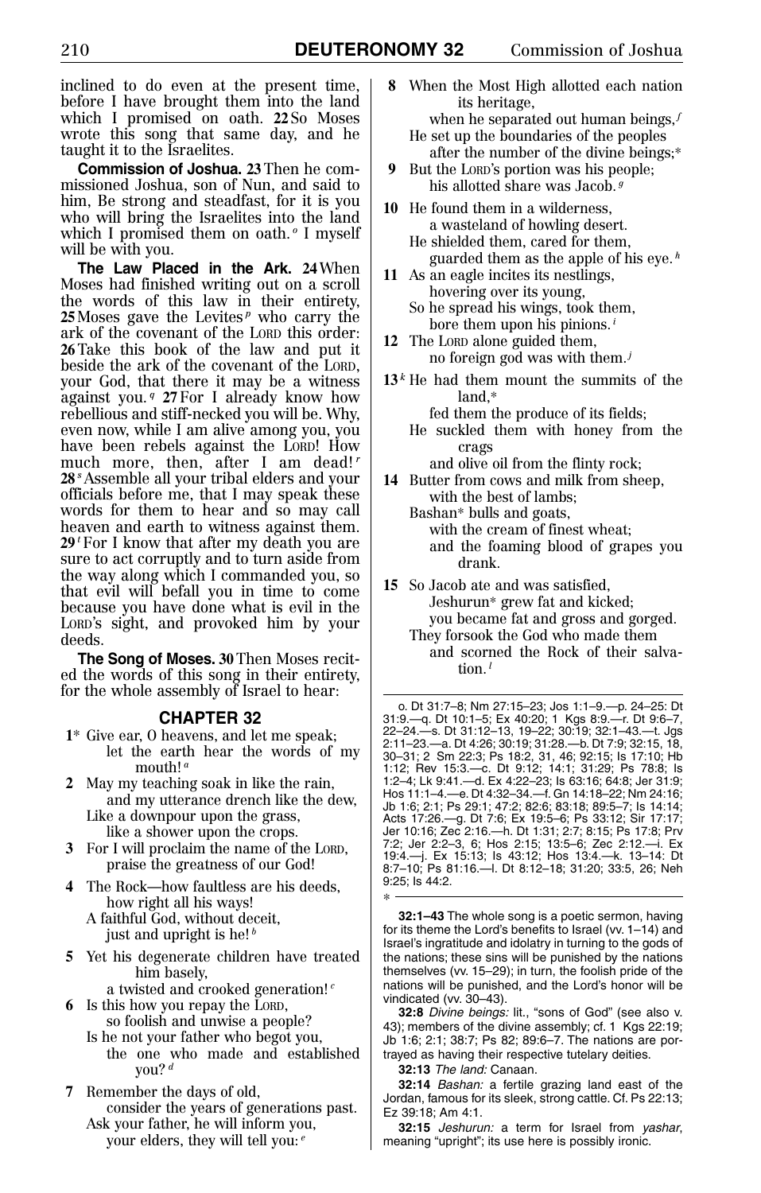inclined to do even at the present time, before I have brought them into the land which I promised on oath. **22** So Moses wrote this song that same day, and he taught it to the Israelites.

**Commission of Joshua.** **23** Then he commissioned Joshua, son of Nun, and said to him, Be strong and steadfast, for it is you who will bring the Israelites into the land which I promised them on oath.[o] I myself will be with you.

**The Law Placed in the Ark.** **24** When Moses had finished writing out on a scroll the words of this law in their entirety, **25** Moses gave the Levites[p] who carry the ark of the covenant of the LORD this order: **26** Take this book of the law and put it beside the ark of the covenant of the LORD, your God, that there it may be a witness against you.[q] **27** For I already know how rebellious and stiff-necked you will be. Why, even now, while I am alive among you, you have been rebels against the LORD! How much more, then, after I am dead![r] **28**[s] Assemble all your tribal elders and your officials before me, that I may speak these words for them to hear and so may call heaven and earth to witness against them. **29**[t] For I know that after my death you are sure to act corruptly and to turn aside from the way along which I commanded you, so that evil will befall you in time to come because you have done what is evil in the LORD's sight, and provoked him by your deeds.

**The Song of Moses.** **30** Then Moses recited the words of this song in their entirety, for the whole assembly of Israel to hear:

## CHAPTER 32

**1*** Give ear, O heavens, and let me speak;
let the earth hear the words of my mouth![a]

**2** May my teaching soak in like the rain,
and my utterance drench like the dew,
Like a downpour upon the grass,
like a shower upon the crops.

**3** For I will proclaim the name of the LORD,
praise the greatness of our God!

**4** The Rock—how faultless are his deeds,
how right all his ways!
A faithful God, without deceit,
just and upright is he![b]

**5** Yet his degenerate children have treated him basely,
a twisted and crooked generation![c]

**6** Is this how you repay the LORD,
so foolish and unwise a people?
Is he not your father who begot you,
the one who made and established you?[d]

**7** Remember the days of old,
consider the years of generations past.
Ask your father, he will inform you,
your elders, they will tell you:[e]

**8** When the Most High allotted each nation its heritage,
when he separated out human beings,[f]
He set up the boundaries of the peoples
after the number of the divine beings;*

**9** But the LORD's portion was his people;
his allotted share was Jacob.[g]

**10** He found them in a wilderness,
a wasteland of howling desert.
He shielded them, cared for them,
guarded them as the apple of his eye.[h]

**11** As an eagle incites its nestlings,
hovering over its young,
So he spread his wings, took them,
bore them upon his pinions.[i]

**12** The LORD alone guided them,
no foreign god was with them.[j]

**13**[k] He had them mount the summits of the land,*
fed them the produce of its fields;
He suckled them with honey from the crags
and olive oil from the flinty rock;

**14** Butter from cows and milk from sheep,
with the best of lambs;
Bashan* bulls and goats,
with the cream of finest wheat;
and the foaming blood of grapes you drank.

**15** So Jacob ate and was satisfied,
Jeshurun* grew fat and kicked;
you became fat and gross and gorged.
They forsook the God who made them
and scorned the Rock of their salvation.[l]

---

o. Dt 31:7–8; Nm 27:15–23; Jos 1:1–9.—p. 24–25: Dt 31:9.—q. Dt 10:1–5; Ex 40:20; 1 Kgs 8:9.—r. Dt 9:6–7, 22–24.—s. Dt 31:12–13, 19–22; 30:19; 32:1–43.—t. Jgs 2:11–23.—a. Dt 4:26; 30:19; 31:28.—b. Dt 7:9; 32:15, 18, 30–31; 2 Sm 22:3; Ps 18:2, 31, 46; 92:15; Is 17:10; Hb 1:12; Rev 15:3.—c. Dt 9:12; 14:1; 31:29; Ps 78:8; Is 1:2–4; Lk 9:41.—d. Ex 4:22–23; Is 63:16; 64:8; Jer 31:9; Hos 11:1–4.—e. Dt 4:32–34.—f. Gn 14:18–22; Nm 24:16; Jb 1:6; 2:1; Ps 29:1; 47:2; 82:6; 83:18; 89:5–7; Is 14:14; Acts 17:26.—g. Dt 7:6; Ex 19:5–6; Ps 33:12; Sir 17:17; Jer 10:16; Zec 2:16.—h. Dt 1:31; 2:7; 8:15; Ps 17:8; Prv 7:2; Jer 2:2–3, 6; Hos 2:15; 13:5–6; Zec 2:12.—i. Ex 19:4.—j. Ex 15:13; Is 43:12; Hos 13:4.—k. 13–14: Dt 8:7–10; Ps 81:16.—l. Dt 8:12–18; 31:20; 33:5, 26; Neh 9:25; Is 44:2.

---

**32:1–43** The whole song is a poetic sermon, having for its theme the Lord's benefits to Israel (vv. 1–14) and Israel's ingratitude and idolatry in turning to the gods of the nations; these sins will be punished by the nations themselves (vv. 15–29); in turn, the foolish pride of the nations will be punished, and the Lord's honor will be vindicated (vv. 30–43).

**32:8** *Divine beings:* lit., "sons of God" (see also v. 43); members of the divine assembly; cf. 1 Kgs 22:19; Jb 1:6; 2:1; 38:7; Ps 82; 89:6–7. The nations are portrayed as having their respective tutelary deities.

**32:13** *The land:* Canaan.

**32:14** *Bashan:* a fertile grazing land east of the Jordan, famous for its sleek, strong cattle. Cf. Ps 22:13; Ez 39:18; Am 4:1.

**32:15** *Jeshurun:* a term for Israel from *yashar*, meaning "upright"; its use here is possibly ironic.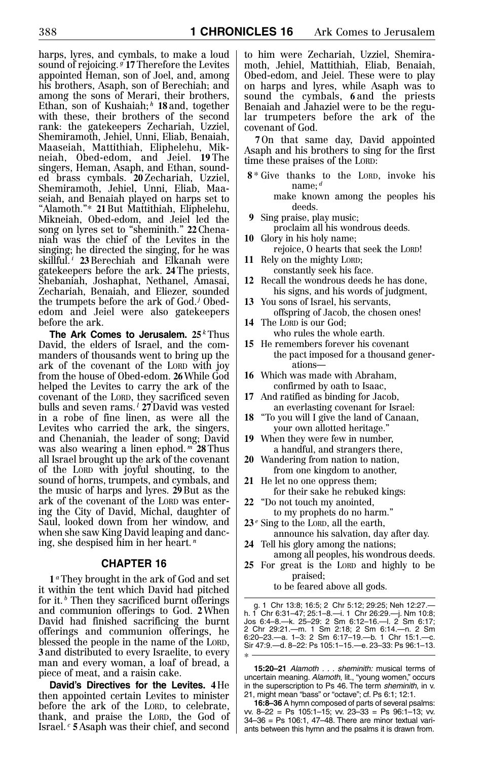harps, lyres, and cymbals, to make a loud sound of rejoicing.[g] **17** Therefore the Levites appointed Heman, son of Joel, and, among his brothers, Asaph, son of Berechiah; and among the sons of Merari, their brothers, Ethan, son of Kushaiah;[h] **18** and, together with these, their brothers of the second rank: the gatekeepers Zechariah, Uzziel, Shemiramoth, Jehiel, Unni, Eliab, Benaiah, Maaseiah, Mattithiah, Eliphelehu, Mikneiah, Obed-edom, and Jeiel. **19** The singers, Heman, Asaph, and Ethan, sounded brass cymbals. **20** Zechariah, Uzziel, Shemiramoth, Jehiel, Unni, Eliab, Maaseiah, and Benaiah played on harps set to "Alamoth."* **21** But Mattithiah, Eliphelehu, Mikneiah, Obed-edom, and Jeiel led the song on lyres set to "sheminith." **22** Chenaniah was the chief of the Levites in the singing; he directed the singing, for he was skillful.[i] **23** Berechiah and Elkanah were gatekeepers before the ark. **24** The priests, Shebaniah, Joshaphat, Nethanel, Amasai, Zechariah, Benaiah, and Eliezer, sounded the trumpets before the ark of God.[j] Obed-edom and Jeiel were also gatekeepers before the ark.

**The Ark Comes to Jerusalem.** **25**[k] Thus David, the elders of Israel, and the commanders of thousands went to bring up the ark of the covenant of the LORD with joy from the house of Obed-edom. **26** While God helped the Levites to carry the ark of the covenant of the LORD, they sacrificed seven bulls and seven rams.[l] **27** David was vested in a robe of fine linen, as were all the Levites who carried the ark, the singers, and Chenaniah, the leader of song; David was also wearing a linen ephod.[m] **28** Thus all Israel brought up the ark of the covenant of the LORD with joyful shouting, to the sound of horns, trumpets, and cymbals, and the music of harps and lyres. **29** But as the ark of the covenant of the LORD was entering the City of David, Michal, daughter of Saul, looked down from her window, and when she saw King David leaping and dancing, she despised him in her heart.[n]

## CHAPTER 16

**1**[a] They brought in the ark of God and set it within the tent which David had pitched for it.[b] Then they sacrificed burnt offerings and communion offerings to God. **2** When David had finished sacrificing the burnt offerings and communion offerings, he blessed the people in the name of the LORD, **3** and distributed to every Israelite, to every man and every woman, a loaf of bread, a piece of meat, and a raisin cake.

**David's Directives for the Levites.** **4** He then appointed certain Levites to minister before the ark of the LORD, to celebrate, thank, and praise the LORD, the God of Israel.[c] **5** Asaph was their chief, and second to him were Zechariah, Uzziel, Shemiramoth, Jehiel, Mattithiah, Eliab, Benaiah, Obed-edom, and Jeiel. These were to play on harps and lyres, while Asaph was to sound the cymbals, **6** and the priests Benaiah and Jahaziel were to be the regular trumpeters before the ark of the covenant of God.

**7** On that same day, David appointed Asaph and his brothers to sing for the first time these praises of the LORD:

**8*** Give thanks to the LORD, invoke his name;[d]
make known among the peoples his deeds.
**9** Sing praise, play music;
proclaim all his wondrous deeds.
**10** Glory in his holy name;
rejoice, O hearts that seek the LORD!
**11** Rely on the mighty LORD;
constantly seek his face.
**12** Recall the wondrous deeds he has done,
his signs, and his words of judgment,
**13** You sons of Israel, his servants,
offspring of Jacob, the chosen ones!
**14** The LORD is our God;
who rules the whole earth.
**15** He remembers forever his covenant
the pact imposed for a thousand generations—
**16** Which was made with Abraham,
confirmed by oath to Isaac,
**17** And ratified as binding for Jacob,
an everlasting covenant for Israel:
**18** "To you will I give the land of Canaan,
your own allotted heritage."
**19** When they were few in number,
a handful, and strangers there,
**20** Wandering from nation to nation,
from one kingdom to another,
**21** He let no one oppress them;
for their sake he rebuked kings:
**22** "Do not touch my anointed,
to my prophets do no harm."
**23**[e] Sing to the LORD, all the earth,
announce his salvation, day after day.
**24** Tell his glory among the nations;
among all peoples, his wondrous deeds.
**25** For great is the LORD and highly to be praised;
to be feared above all gods.

---

g. 1 Chr 13:8; 16:5; 2 Chr 5:12; 29:25; Neh 12:27.—h. 1 Chr 6:31–47; 25:1–8.—i. 1 Chr 26:29.—j. Nm 10:8; Jos 6:4–8.—k. 25–29: 2 Sm 6:12–16.—l. 2 Sm 6:17; 2 Chr 29:21.—m. 1 Sm 2:18; 2 Sm 6:14.—n. 2 Sm 6:20–23.—a. 1–3: 2 Sm 6:17–19.—b. 1 Chr 15:1.—c. Sir 47:9.—d. 8–22: Ps 105:1–15.—e. 23–33: Ps 96:1–13.

---

**15:20–21** *Alamoth . . . sheminith:* musical terms of uncertain meaning. *Alamoth*, lit., "young women," occurs in the superscription to Ps 46. The term *sheminith*, in v. 21, might mean "bass" or "octave"; cf. Ps 6:1; 12:1.

**16:8–36** A hymn composed of parts of several psalms: vv. 8–22 = Ps 105:1–15; vv. 23–33 = Ps 96:1–13; vv. 34–36 = Ps 106:1, 47–48. There are minor textual variants between this hymn and the psalms it is drawn from.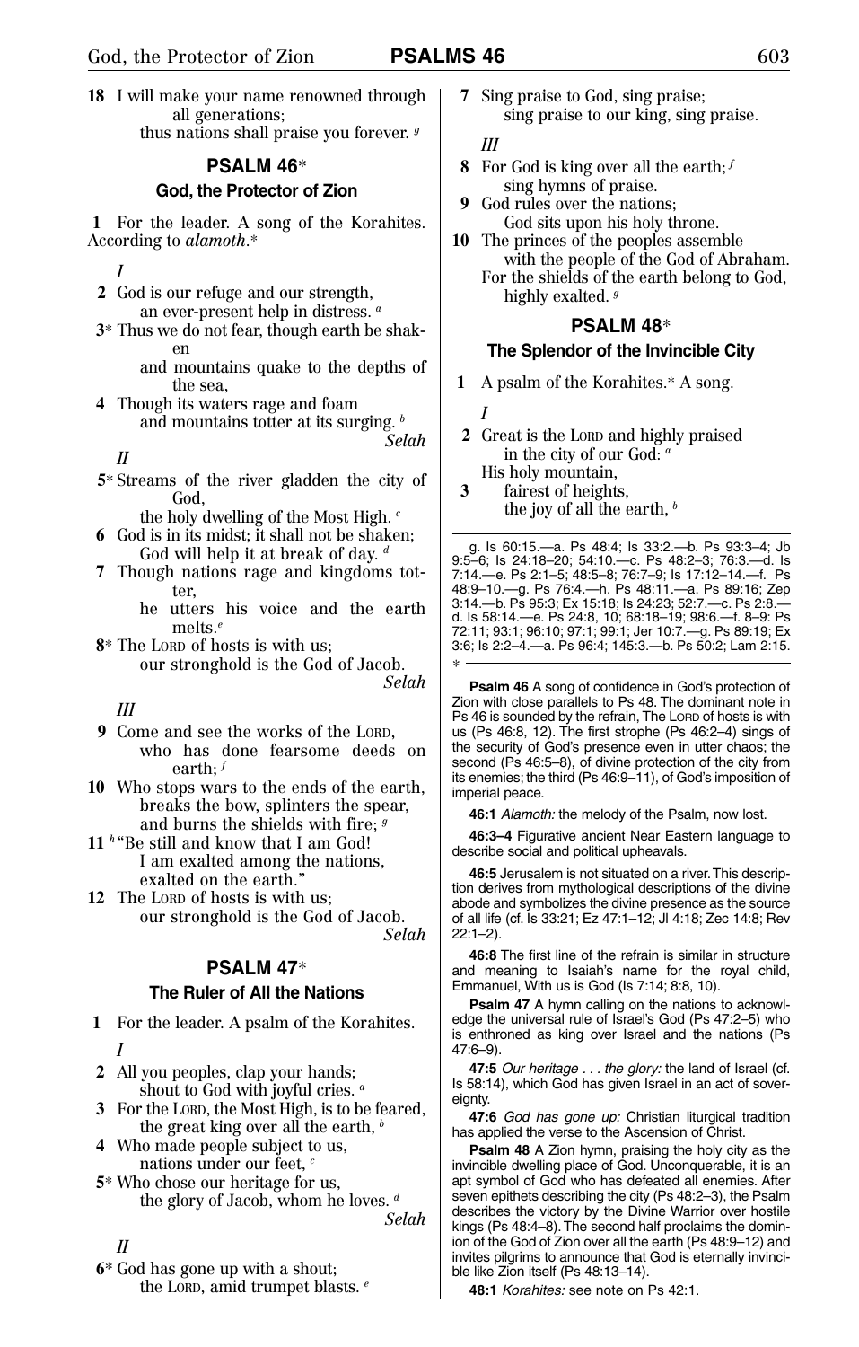**18** I will make your name renowned through all generations;
thus nations shall praise you forever. [g]

## PSALM 46*

### God, the Protector of Zion

**1** For the leader. A song of the Korahites. According to *alamoth*.*

*I*

**2** God is our refuge and our strength,
an ever-present help in distress. [a]

**3*** Thus we do not fear, though earth be shaken
and mountains quake to the depths of the sea,

**4** Though its waters rage and foam
and mountains totter at its surging. [b]
*Selah*

*II*

**5*** Streams of the river gladden the city of God,
the holy dwelling of the Most High. [c]

**6** God is in its midst; it shall not be shaken;
God will help it at break of day. [d]

**7** Though nations rage and kingdoms totter,
he utters his voice and the earth melts.[e]

**8*** The LORD of hosts is with us;
our stronghold is the God of Jacob.
*Selah*

*III*

**9** Come and see the works of the LORD,
who has done fearsome deeds on earth; [f]

**10** Who stops wars to the ends of the earth,
breaks the bow, splinters the spear,
and burns the shields with fire; [g]

**11** [h] "Be still and know that I am God!
I am exalted among the nations,
exalted on the earth."

**12** The LORD of hosts is with us;
our stronghold is the God of Jacob.
*Selah*

## PSALM 47*

### The Ruler of All the Nations

**1** For the leader. A psalm of the Korahites.

*I*

**2** All you peoples, clap your hands;
shout to God with joyful cries. [a]

**3** For the LORD, the Most High, is to be feared,
the great king over all the earth, [b]

**4** Who made people subject to us,
nations under our feet, [c]

**5*** Who chose our heritage for us,
the glory of Jacob, whom he loves. [d]
*Selah*

*II*

**6*** God has gone up with a shout;
the LORD, amid trumpet blasts. [e]

**7** Sing praise to God, sing praise;
sing praise to our king, sing praise.

*III*

**8** For God is king over all the earth; [f]
sing hymns of praise.

**9** God rules over the nations;
God sits upon his holy throne.

**10** The princes of the peoples assemble
with the people of the God of Abraham.
For the shields of the earth belong to God,
highly exalted. [g]

## PSALM 48*

### The Splendor of the Invincible City

**1** A psalm of the Korahites.* A song.

*I*

**2** Great is the LORD and highly praised
in the city of our God: [a]
His holy mountain,

**3** fairest of heights,
the joy of all the earth, [b]

---

g. Is 60:15.—a. Ps 48:4; Is 33:2.—b. Ps 93:3–4; Jb 9:5–6; Is 24:18–20; 54:10.—c. Ps 48:2–3; 76:3.—d. Is 7:14.—e. Ps 2:1–5; 48:5–8; 76:7–9; Is 17:12–14.—f. Ps 48:9–10.—g. Ps 76:4.—h. Ps 48:11.—a. Ps 89:16; Zep 3:14.—b. Ps 95:3; Ex 15:18; Is 24:23; 52:7.—c. Ps 2:8.—d. Is 58:14.—e. Ps 24:8, 10; 68:18–19; 98:6.—f. 8–9: Ps 72:11; 93:1; 96:10; 97:1; 99:1; Jer 10:7.—g. Ps 89:19; Ex 3:6; Is 2:2–4.—a. Ps 96:4; 145:3.—b. Ps 50:2; Lam 2:15.

*

**Psalm 46** A song of confidence in God's protection of Zion with close parallels to Ps 48. The dominant note in Ps 46 is sounded by the refrain, The LORD of hosts is with us (Ps 46:8, 12). The first strophe (Ps 46:2–4) sings of the security of God's presence even in utter chaos; the second (Ps 46:5–8), of divine protection of the city from its enemies; the third (Ps 46:9–11), of God's imposition of imperial peace.

**46:1** *Alamoth:* the melody of the Psalm, now lost.

**46:3–4** Figurative ancient Near Eastern language to describe social and political upheavals.

**46:5** Jerusalem is not situated on a river. This description derives from mythological descriptions of the divine abode and symbolizes the divine presence as the source of all life (cf. Is 33:21; Ez 47:1–12; Jl 4:18; Zec 14:8; Rev 22:1–2).

**46:8** The first line of the refrain is similar in structure and meaning to Isaiah's name for the royal child, Emmanuel, With us is God (Is 7:14; 8:8, 10).

**Psalm 47** A hymn calling on the nations to acknowledge the universal rule of Israel's God (Ps 47:2–5) who is enthroned as king over Israel and the nations (Ps 47:6–9).

**47:5** *Our heritage . . . the glory:* the land of Israel (cf. Is 58:14), which God has given Israel in an act of sovereignty.

**47:6** *God has gone up:* Christian liturgical tradition has applied the verse to the Ascension of Christ.

**Psalm 48** A Zion hymn, praising the holy city as the invincible dwelling place of God. Unconquerable, it is an apt symbol of God who has defeated all enemies. After seven epithets describing the city (Ps 48:2–3), the Psalm describes the victory by the Divine Warrior over hostile kings (Ps 48:4–8). The second half proclaims the dominion of the God of Zion over all the earth (Ps 48:9–12) and invites pilgrims to announce that God is eternally invincible like Zion itself (Ps 48:13–14).

**48:1** *Korahites:* see note on Ps 42:1.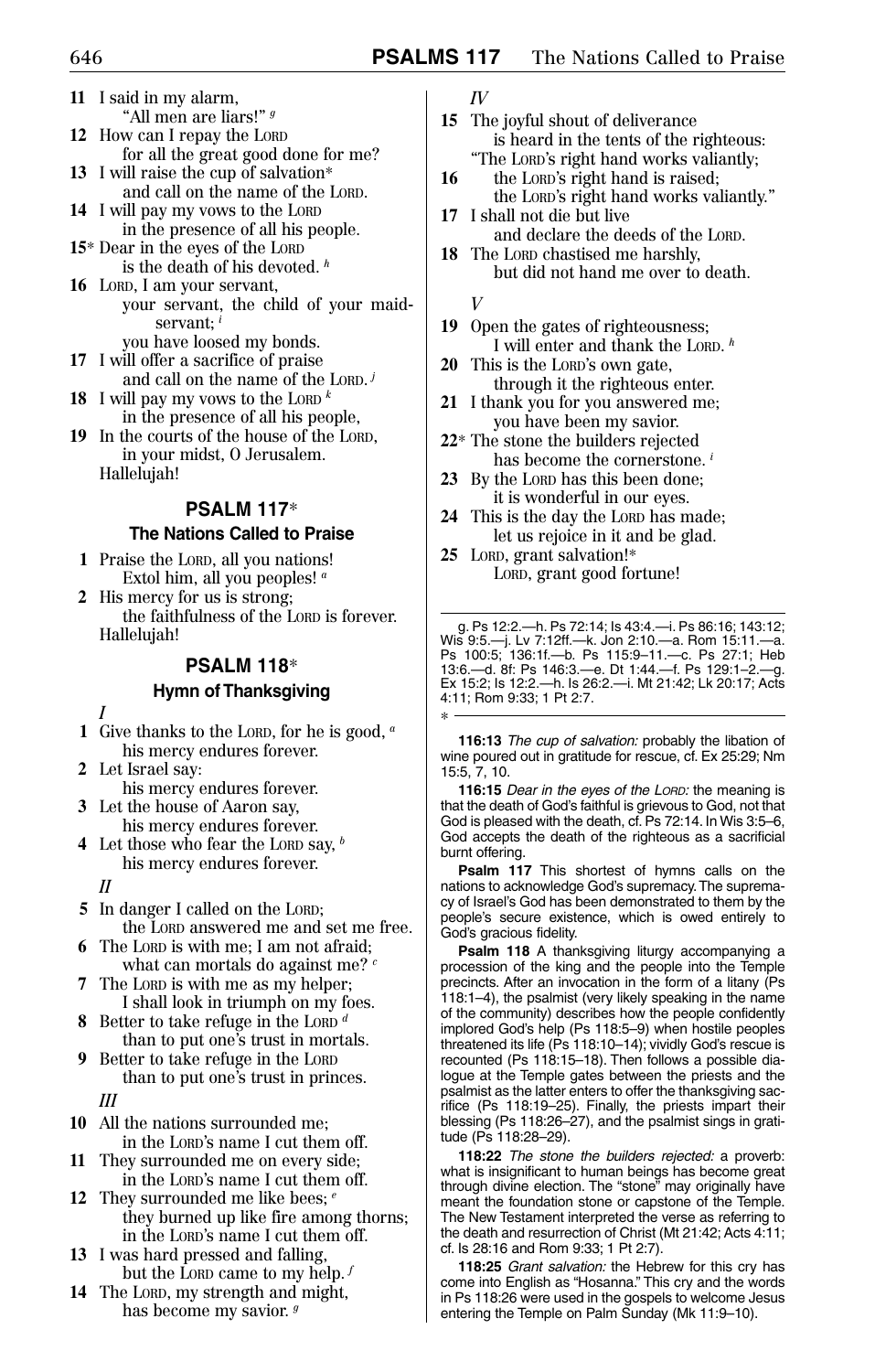**11** I said in my alarm,
"All men are liars!" [g]

**12** How can I repay the LORD
for all the great good done for me?

**13** I will raise the cup of salvation*
and call on the name of the LORD.

**14** I will pay my vows to the LORD
in the presence of all his people.

**15*** Dear in the eyes of the LORD
is the death of his devoted. [h]

**16** LORD, I am your servant,
your servant, the child of your maidservant; [i]
you have loosed my bonds.

**17** I will offer a sacrifice of praise
and call on the name of the LORD. [j]

**18** I will pay my vows to the LORD [k]
in the presence of all his people,

**19** In the courts of the house of the LORD,
in your midst, O Jerusalem.
Hallelujah!

## PSALM 117*

### The Nations Called to Praise

**1** Praise the LORD, all you nations!
Extol him, all you peoples! [a]

**2** His mercy for us is strong;
the faithfulness of the LORD is forever.
Hallelujah!

## PSALM 118*

### Hymn of Thanksgiving

*I*

**1** Give thanks to the LORD, for he is good, [a]
his mercy endures forever.

**2** Let Israel say:
his mercy endures forever.

**3** Let the house of Aaron say,
his mercy endures forever.

**4** Let those who fear the LORD say, [b]
his mercy endures forever.

*II*

**5** In danger I called on the LORD;
the LORD answered me and set me free.

**6** The LORD is with me; I am not afraid;
what can mortals do against me? [c]

**7** The LORD is with me as my helper;
I shall look in triumph on my foes.

**8** Better to take refuge in the LORD [d]
than to put one's trust in mortals.

**9** Better to take refuge in the LORD
than to put one's trust in princes.

*III*

**10** All the nations surrounded me;
in the LORD's name I cut them off.

**11** They surrounded me on every side;
in the LORD's name I cut them off.

**12** They surrounded me like bees; [e]
they burned up like fire among thorns;
in the LORD's name I cut them off.

**13** I was hard pressed and falling,
but the LORD came to my help. [f]

**14** The LORD, my strength and might,
has become my savior. [g]

*IV*

**15** The joyful shout of deliverance
is heard in the tents of the righteous:
"The LORD's right hand works valiantly;

**16** the LORD's right hand is raised;
the LORD's right hand works valiantly."

**17** I shall not die but live
and declare the deeds of the LORD.

**18** The LORD chastised me harshly,
but did not hand me over to death.

*V*

**19** Open the gates of righteousness;
I will enter and thank the LORD. [h]

**20** This is the LORD's own gate,
through it the righteous enter.

**21** I thank you for you answered me;
you have been my savior.

**22*** The stone the builders rejected
has become the cornerstone. [i]

**23** By the LORD has this been done;
it is wonderful in our eyes.

**24** This is the day the LORD has made;
let us rejoice in it and be glad.

**25** LORD, grant salvation!*
LORD, grant good fortune!

---

g. Ps 12:2.—h. Ps 72:14; Is 43:4.—i. Ps 86:16; 143:12; Wis 9:5.—j. Lv 7:12ff.—k. Jon 2:10.—a. Rom 15:11.—a. Ps 100:5; 136:1f.—b. Ps 115:9–11.—c. Ps 27:1; Heb 13:6.—d. 8f: Ps 146:3.—e. Dt 1:44.—f. Ps 129:1–2.—g. Ex 15:2; Is 12:2.—h. Is 26:2.—i. Mt 21:42; Lk 20:17; Acts 4:11; Rom 9:33; 1 Pt 2:7.

---

**116:13** *The cup of salvation:* probably the libation of wine poured out in gratitude for rescue, cf. Ex 25:29; Nm 15:5, 7, 10.

**116:15** *Dear in the eyes of the LORD:* the meaning is that the death of God's faithful is grievous to God, not that God is pleased with the death, cf. Ps 72:14. In Wis 3:5–6, God accepts the death of the righteous as a sacrificial burnt offering.

**Psalm 117** This shortest of hymns calls on the nations to acknowledge God's supremacy. The supremacy of Israel's God has been demonstrated to them by the people's secure existence, which is owed entirely to God's gracious fidelity.

**Psalm 118** A thanksgiving liturgy accompanying a procession of the king and the people into the Temple precincts. After an invocation in the form of a litany (Ps 118:1–4), the psalmist (very likely speaking in the name of the community) describes how the people confidently implored God's help (Ps 118:5–9) when hostile peoples threatened its life (Ps 118:10–14); vividly God's rescue is recounted (Ps 118:15–18). Then follows a possible dialogue at the Temple gates between the priests and the psalmist as the latter enters to offer the thanksgiving sacrifice (Ps 118:19–25). Finally, the priests impart their blessing (Ps 118:26–27), and the psalmist sings in gratitude (Ps 118:28–29).

**118:22** *The stone the builders rejected:* a proverb: what is insignificant to human beings has become great through divine election. The "stone" may originally have meant the foundation stone or capstone of the Temple. The New Testament interpreted the verse as referring to the death and resurrection of Christ (Mt 21:42; Acts 4:11; cf. Is 28:16 and Rom 9:33; 1 Pt 2:7).

**118:25** *Grant salvation:* the Hebrew for this cry has come into English as "Hosanna." This cry and the words in Ps 118:26 were used in the gospels to welcome Jesus entering the Temple on Palm Sunday (Mk 11:9–10).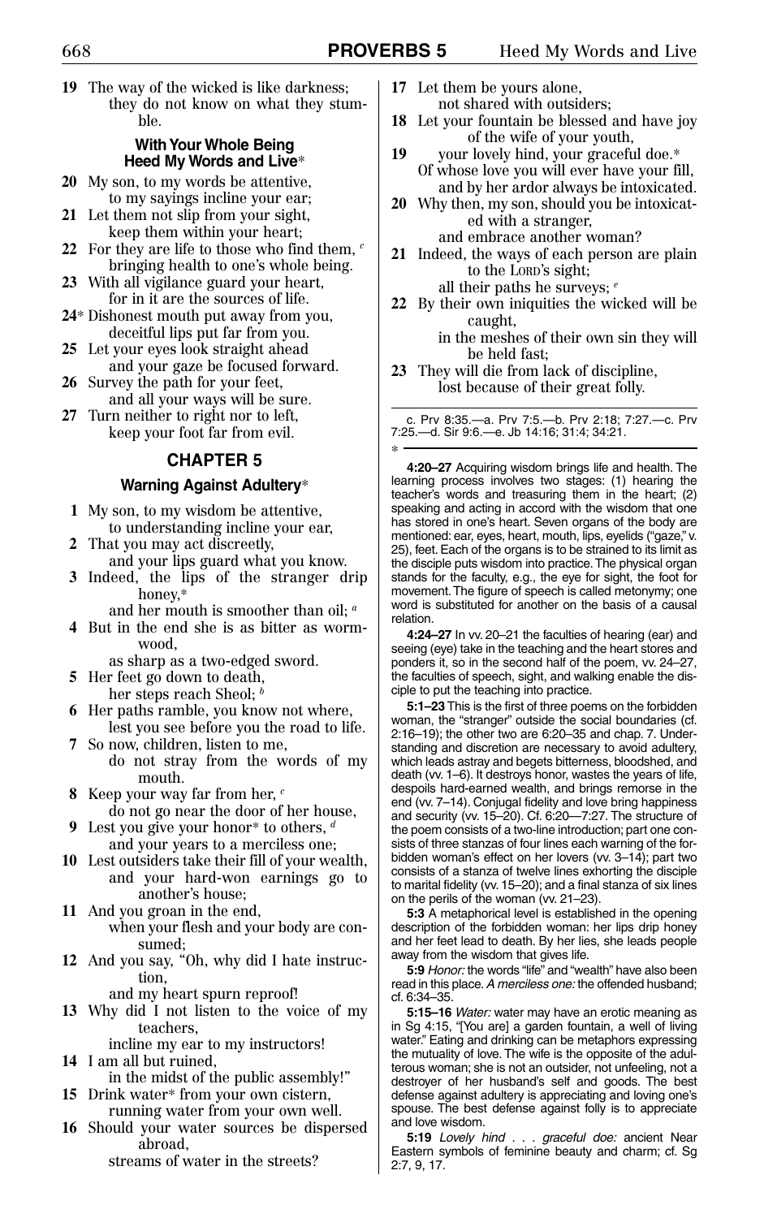**19** The way of the wicked is like darkness;
they do not know on what they stumble.

### With Your Whole Being Heed My Words and Live*

**20** My son, to my words be attentive,
to my sayings incline your ear;
**21** Let them not slip from your sight,
keep them within your heart;
**22** For they are life to those who find them, [c]
bringing health to one's whole being.
**23** With all vigilance guard your heart,
for in it are the sources of life.
**24*** Dishonest mouth put away from you,
deceitful lips put far from you.
**25** Let your eyes look straight ahead
and your gaze be focused forward.
**26** Survey the path for your feet,
and all your ways will be sure.
**27** Turn neither to right nor to left,
keep your foot far from evil.

## CHAPTER 5

### Warning Against Adultery*

**1** My son, to my wisdom be attentive,
to understanding incline your ear,
**2** That you may act discreetly,
and your lips guard what you know.
**3** Indeed, the lips of the stranger drip honey,*
and her mouth is smoother than oil; [a]
**4** But in the end she is as bitter as wormwood,
as sharp as a two-edged sword.
**5** Her feet go down to death,
her steps reach Sheol; [b]
**6** Her paths ramble, you know not where,
lest you see before you the road to life.
**7** So now, children, listen to me,
do not stray from the words of my mouth.
**8** Keep your way far from her, [c]
do not go near the door of her house,
**9** Lest you give your honor* to others, [d]
and your years to a merciless one;
**10** Lest outsiders take their fill of your wealth,
and your hard-won earnings go to another's house;
**11** And you groan in the end,
when your flesh and your body are consumed;
**12** And you say, "Oh, why did I hate instruction,
and my heart spurn reproof!
**13** Why did I not listen to the voice of my teachers,
incline my ear to my instructors!
**14** I am all but ruined,
in the midst of the public assembly!"
**15** Drink water* from your own cistern,
running water from your own well.
**16** Should your water sources be dispersed abroad,
streams of water in the streets?
**17** Let them be yours alone,
not shared with outsiders;
**18** Let your fountain be blessed and have joy
of the wife of your youth,
**19** your lovely hind, your graceful doe.*
Of whose love you will ever have your fill,
and by her ardor always be intoxicated.
**20** Why then, my son, should you be intoxicated with a stranger,
and embrace another woman?
**21** Indeed, the ways of each person are plain
to the LORD's sight;
all their paths he surveys; [e]
**22** By their own iniquities the wicked will be caught,
in the meshes of their own sin they will be held fast;
**23** They will die from lack of discipline,
lost because of their great folly.

---

c. Prv 8:35.—a. Prv 7:5.—b. Prv 2:18; 7:27.—c. Prv 7:25.—d. Sir 9:6.—e. Jb 14:16; 31:4; 34:21.

---

**4:20–27** Acquiring wisdom brings life and health. The learning process involves two stages: (1) hearing the teacher's words and treasuring them in the heart; (2) speaking and acting in accord with the wisdom that one has stored in one's heart. Seven organs of the body are mentioned: ear, eyes, heart, mouth, lips, eyelids ("gaze," v. 25), feet. Each of the organs is to be strained to its limit as the disciple puts wisdom into practice. The physical organ stands for the faculty, e.g., the eye for sight, the foot for movement. The figure of speech is called metonymy; one word is substituted for another on the basis of a causal relation.

**4:24–27** In vv. 20–21 the faculties of hearing (ear) and seeing (eye) take in the teaching and the heart stores and ponders it, so in the second half of the poem, vv. 24–27, the faculties of speech, sight, and walking enable the disciple to put the teaching into practice.

**5:1–23** This is the first of three poems on the forbidden woman, the "stranger" outside the social boundaries (cf. 2:16–19); the other two are 6:20–35 and chap. 7. Understanding and discretion are necessary to avoid adultery, which leads astray and begets bitterness, bloodshed, and death (vv. 1–6). It destroys honor, wastes the years of life, despoils hard-earned wealth, and brings remorse in the end (vv. 7–14). Conjugal fidelity and love bring happiness and security (vv. 15–20). Cf. 6:20—7:27. The structure of the poem consists of a two-line introduction; part one consists of three stanzas of four lines each warning of the forbidden woman's effect on her lovers (vv. 3–14); part two consists of a stanza of twelve lines exhorting the disciple to marital fidelity (vv. 15–20); and a final stanza of six lines on the perils of the woman (vv. 21–23).

**5:3** A metaphorical level is established in the opening description of the forbidden woman: her lips drip honey and her feet lead to death. By her lies, she leads people away from the wisdom that gives life.

**5:9** *Honor:* the words "life" and "wealth" have also been read in this place. *A merciless one:* the offended husband; cf. 6:34–35.

**5:15–16** *Water:* water may have an erotic meaning as in Sg 4:15, "[You are] a garden fountain, a well of living water." Eating and drinking can be metaphors expressing the mutuality of love. The wife is the opposite of the adulterous woman; she is not an outsider, not unfeeling, not a destroyer of her husband's self and goods. The best defense against adultery is appreciating and loving one's spouse. The best defense against folly is to appreciate and love wisdom.

**5:19** *Lovely hind . . . graceful doe:* ancient Near Eastern symbols of feminine beauty and charm; cf. Sg 2:7, 9, 17.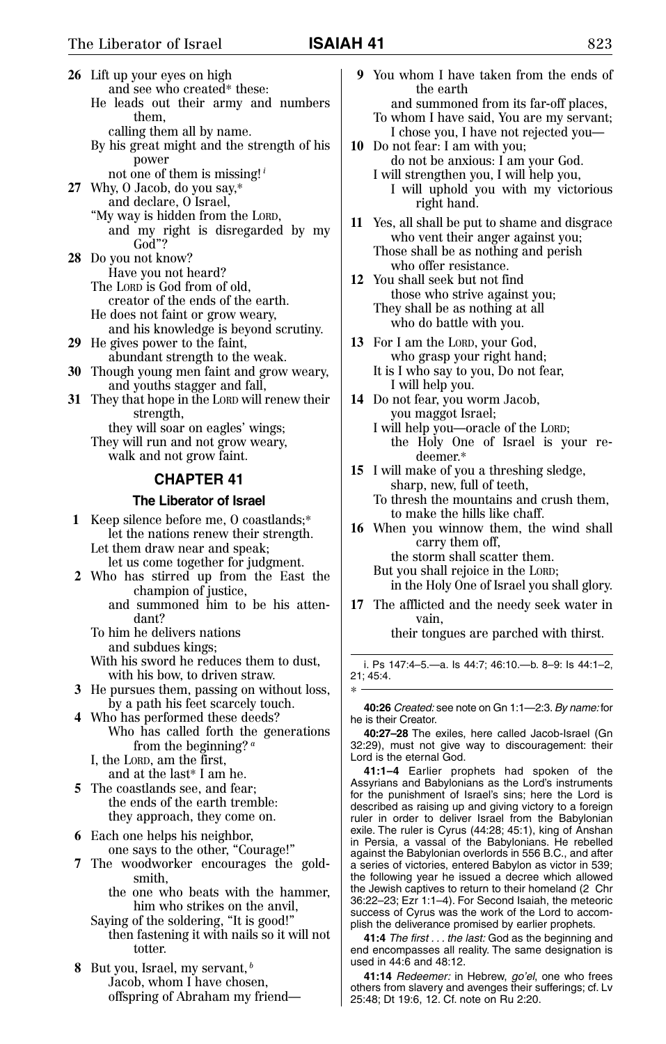**26** Lift up your eyes on high
and see who created* these:
He leads out their army and numbers them,
calling them all by name.
By his great might and the strength of his power
not one of them is missing![i]

**27** Why, O Jacob, do you say,*
and declare, O Israel,
"My way is hidden from the LORD,
and my right is disregarded by my God"?

**28** Do you not know?
Have you not heard?
The LORD is God from of old,
creator of the ends of the earth.
He does not faint or grow weary,
and his knowledge is beyond scrutiny.

**29** He gives power to the faint,
abundant strength to the weak.

**30** Though young men faint and grow weary,
and youths stagger and fall,

**31** They that hope in the LORD will renew their strength,
they will soar on eagles' wings;
They will run and not grow weary,
walk and not grow faint.

## CHAPTER 41

### The Liberator of Israel

**1** Keep silence before me, O coastlands;*
let the nations renew their strength.
Let them draw near and speak;
let us come together for judgment.

**2** Who has stirred up from the East the champion of justice,
and summoned him to be his attendant?
To him he delivers nations
and subdues kings;
With his sword he reduces them to dust,
with his bow, to driven straw.

**3** He pursues them, passing on without loss,
by a path his feet scarcely touch.

**4** Who has performed these deeds?
Who has called forth the generations from the beginning?[a]
I, the LORD, am the first,
and at the last* I am he.

**5** The coastlands see, and fear;
the ends of the earth tremble:
they approach, they come on.

**6** Each one helps his neighbor,
one says to the other, "Courage!"

**7** The woodworker encourages the goldsmith,
the one who beats with the hammer,
him who strikes on the anvil,
Saying of the soldering, "It is good!"
then fastening it with nails so it will not totter.

**8** But you, Israel, my servant,[b]
Jacob, whom I have chosen,
offspring of Abraham my friend—

**9** You whom I have taken from the ends of the earth
and summoned from its far-off places,
To whom I have said, You are my servant;
I chose you, I have not rejected you—

**10** Do not fear: I am with you;
do not be anxious: I am your God.
I will strengthen you, I will help you,
I will uphold you with my victorious right hand.

**11** Yes, all shall be put to shame and disgrace
who vent their anger against you;
Those shall be as nothing and perish
who offer resistance.

**12** You shall seek but not find
those who strive against you;
They shall be as nothing at all
who do battle with you.

**13** For I am the LORD, your God,
who grasp your right hand;
It is I who say to you, Do not fear,
I will help you.

**14** Do not fear, you worm Jacob,
you maggot Israel;
I will help you—oracle of the LORD;
the Holy One of Israel is your redeemer.*

**15** I will make of you a threshing sledge,
sharp, new, full of teeth,
To thresh the mountains and crush them,
to make the hills like chaff.

**16** When you winnow them, the wind shall carry them off,
the storm shall scatter them.
But you shall rejoice in the LORD;
in the Holy One of Israel you shall glory.

**17** The afflicted and the needy seek water in vain,
their tongues are parched with thirst.

---

i. Ps 147:4–5.—a. Is 44:7; 46:10.—b. 8–9: Is 44:1–2, 21; 45:4.

*

---

**40:26** *Created:* see note on Gn 1:1—2:3. *By name:* for he is their Creator.

**40:27–28** The exiles, here called Jacob-Israel (Gn 32:29), must not give way to discouragement: their Lord is the eternal God.

**41:1–4** Earlier prophets had spoken of the Assyrians and Babylonians as the Lord's instruments for the punishment of Israel's sins; here the Lord is described as raising up and giving victory to a foreign ruler in order to deliver Israel from the Babylonian exile. The ruler is Cyrus (44:28; 45:1), king of Anshan in Persia, a vassal of the Babylonians. He rebelled against the Babylonian overlords in 556 B.C., and after a series of victories, entered Babylon as victor in 539; the following year he issued a decree which allowed the Jewish captives to return to their homeland (2 Chr 36:22–23; Ezr 1:1–4). For Second Isaiah, the meteoric success of Cyrus was the work of the Lord to accomplish the deliverance promised by earlier prophets.

**41:4** *The first . . . the last:* God as the beginning and end encompasses all reality. The same designation is used in 44:6 and 48:12.

**41:14** *Redeemer:* in Hebrew, *go'el*, one who frees others from slavery and avenges their sufferings; cf. Lv 25:48; Dt 19:6, 12. Cf. note on Ru 2:20.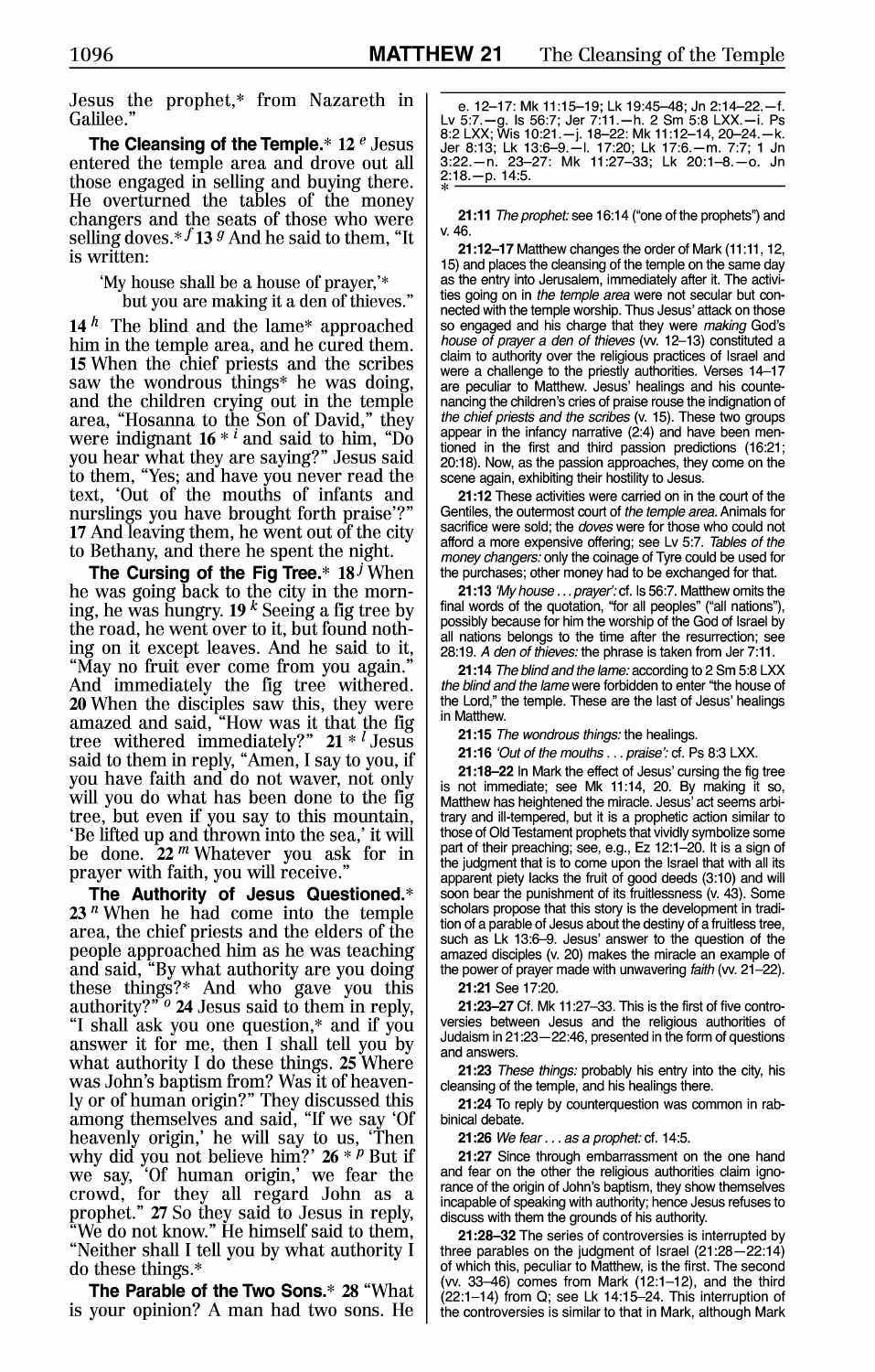Jesus the prophet,* from Nazareth in Galilee."

**The Cleansing of the Temple.*** 12 [e] Jesus entered the temple area and drove out all those engaged in selling and buying there. He overturned the tables of the money changers and the seats of those who were selling doves.* [f] 13 [g] And he said to them, "It is written:

> 'My house shall be a house of prayer,'*
> but you are making it a den of thieves."

14 [h] The blind and the lame* approached him in the temple area, and he cured them. 15 When the chief priests and the scribes saw the wondrous things* he was doing, and the children crying out in the temple area, "Hosanna to the Son of David," they were indignant 16 * [i] and said to him, "Do you hear what they are saying?" Jesus said to them, "Yes; and have you never read the text, 'Out of the mouths of infants and nurslings you have brought forth praise'?" 17 And leaving them, he went out of the city to Bethany, and there he spent the night.

**The Cursing of the Fig Tree.*** 18 [j] When he was going back to the city in the morning, he was hungry. 19 [k] Seeing a fig tree by the road, he went over to it, but found nothing on it except leaves. And he said to it, "May no fruit ever come from you again." And immediately the fig tree withered. 20 When the disciples saw this, they were amazed and said, "How was it that the fig tree withered immediately?" 21 * [l] Jesus said to them in reply, "Amen, I say to you, if you have faith and do not waver, not only will you do what has been done to the fig tree, but even if you say to this mountain, 'Be lifted up and thrown into the sea,' it will be done. 22 [m] Whatever you ask for in prayer with faith, you will receive."

**The Authority of Jesus Questioned.*** 23 [n] When he had come into the temple area, the chief priests and the elders of the people approached him as he was teaching and said, "By what authority are you doing these things?* And who gave you this authority?" [o] 24 Jesus said to them in reply, "I shall ask you one question,* and if you answer it for me, then I shall tell you by what authority I do these things. 25 Where was John's baptism from? Was it of heavenly or of human origin?" They discussed this among themselves and said, "If we say 'Of heavenly origin,' he will say to us, 'Then why did you not believe him?' 26 * [p] But if we say, 'Of human origin,' we fear the crowd, for they all regard John as a prophet." 27 So they said to Jesus in reply, "We do not know." He himself said to them, "Neither shall I tell you by what authority I do these things.*

**The Parable of the Two Sons.*** 28 "What is your opinion? A man had two sons. He

---

e. 12–17: Mk 11:15–19; Lk 19:45–48; Jn 2:14–22.—f. Lv 5:7.—g. Is 56:7; Jer 7:11.—h. 2 Sm 5:8 LXX.—i. Ps 8:2 LXX; Wis 10:21.—j. 18–22: Mk 11:12–14, 20–24.—k. Jer 8:13; Lk 13:6–9.—l. 17:20; Lk 17:6.—m. 7:7; 1 Jn 3:22.—n. 23–27: Mk 11:27–33; Lk 20:1–8.—o. Jn 2:18.—p. 14:5.

\*

**21:11** *The prophet:* see 16:14 ("one of the prophets") and v. 46.

**21:12–17** Matthew changes the order of Mark (11:11, 12, 15) and places the cleansing of the temple on the same day as the entry into Jerusalem, immediately after it. The activities going on in *the temple area* were not secular but connected with the temple worship. Thus Jesus' attack on those so engaged and his charge that they were *making* God's *house of prayer a den of thieves* (vv. 12–13) constituted a claim to authority over the religious practices of Israel and were a challenge to the priestly authorities. Verses 14–17 are peculiar to Matthew. Jesus' healings and his countenancing the children's cries of praise rouse the indignation of *the chief priests and the scribes* (v. 15). These two groups appear in the infancy narrative (2:4) and have been mentioned in the first and third passion predictions (16:21; 20:18). Now, as the passion approaches, they come on the scene again, exhibiting their hostility to Jesus.

**21:12** These activities were carried on in the court of the Gentiles, the outermost court of *the temple area.* Animals for sacrifice were sold; the *doves* were for those who could not afford a more expensive offering; see Lv 5:7. *Tables of the money changers:* only the coinage of Tyre could be used for the purchases; other money had to be exchanged for that.

**21:13** *'My house . . . prayer':* cf. Is 56:7. Matthew omits the final words of the quotation, "for all peoples" ("all nations"), possibly because for him the worship of the God of Israel by all nations belongs to the time after the resurrection; see 28:19. *A den of thieves:* the phrase is taken from Jer 7:11.

**21:14** *The blind and the lame:* according to 2 Sm 5:8 LXX *the blind and the lame* were forbidden to enter "the house of the Lord," the temple. These are the last of Jesus' healings in Matthew.

**21:15** *The wondrous things:* the healings.

**21:16** *'Out of the mouths . . . praise':* cf. Ps 8:3 LXX.

**21:18–22** In Mark the effect of Jesus' cursing the fig tree is not immediate; see Mk 11:14, 20. By making it so, Matthew has heightened the miracle. Jesus' act seems arbitrary and ill-tempered, but it is a prophetic action similar to those of Old Testament prophets that vividly symbolize some part of their preaching; see, e.g., Ez 12:1–20. It is a sign of the judgment that is to come upon the Israel that with all its apparent piety lacks the fruit of good deeds (3:10) and will soon bear the punishment of its fruitlessness (v. 43). Some scholars propose that this story is the development in tradition of a parable of Jesus about the destiny of a fruitless tree, such as Lk 13:6–9. Jesus' answer to the question of the amazed disciples (v. 20) makes the miracle an example of the power of prayer made with unwavering *faith* (vv. 21–22).

**21:21** See 17:20.

**21:23–27** Cf. Mk 11:27–33. This is the first of five controversies between Jesus and the religious authorities of Judaism in 21:23—22:46, presented in the form of questions and answers.

**21:23** *These things:* probably his entry into the city, his cleansing of the temple, and his healings there.

**21:24** To reply by counterquestion was common in rabbinical debate.

**21:26** *We fear . . . as a prophet:* cf. 14:5.

**21:27** Since through embarrassment on the one hand and fear on the other the religious authorities claim ignorance of the origin of John's baptism, they show themselves incapable of speaking with authority; hence Jesus refuses to discuss with them the grounds of his authority.

**21:28–32** The series of controversies is interrupted by three parables on the judgment of Israel (21:28—22:14) of which this, peculiar to Matthew, is the first. The second (vv. 33–46) comes from Mark (12:1–12), and the third (22:1–14) from Q; see Lk 14:15–24. This interruption of the controversies is similar to that in Mark, although Mark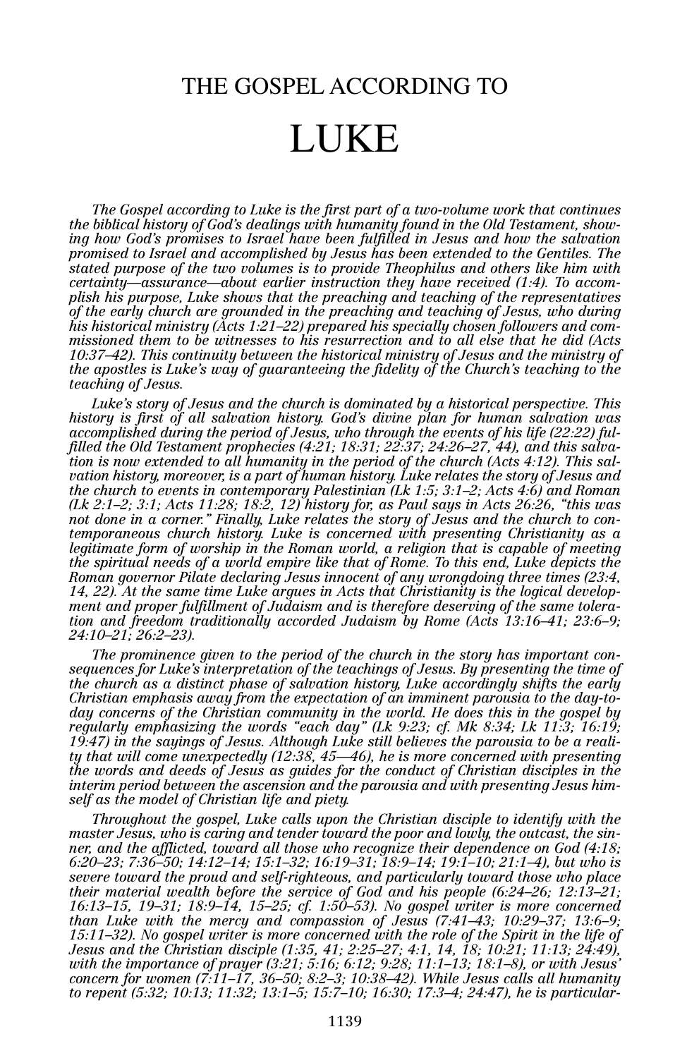# THE GOSPEL ACCORDING TO

# LUKE

*The Gospel according to Luke is the first part of a two-volume work that continues the biblical history of God's dealings with humanity found in the Old Testament, showing how God's promises to Israel have been fulfilled in Jesus and how the salvation promised to Israel and accomplished by Jesus has been extended to the Gentiles. The stated purpose of the two volumes is to provide Theophilus and others like him with certainty—assurance—about earlier instruction they have received (1:4). To accomplish his purpose, Luke shows that the preaching and teaching of the representatives of the early church are grounded in the preaching and teaching of Jesus, who during his historical ministry (Acts 1:21–22) prepared his specially chosen followers and commissioned them to be witnesses to his resurrection and to all else that he did (Acts 10:37–42). This continuity between the historical ministry of Jesus and the ministry of the apostles is Luke's way of guaranteeing the fidelity of the Church's teaching to the teaching of Jesus.*

*Luke's story of Jesus and the church is dominated by a historical perspective. This history is first of all salvation history. God's divine plan for human salvation was accomplished during the period of Jesus, who through the events of his life (22:22) fulfilled the Old Testament prophecies (4:21; 18:31; 22:37; 24:26–27, 44), and this salvation is now extended to all humanity in the period of the church (Acts 4:12). This salvation history, moreover, is a part of human history. Luke relates the story of Jesus and the church to events in contemporary Palestinian (Lk 1:5; 3:1–2; Acts 4:6) and Roman (Lk 2:1–2; 3:1; Acts 11:28; 18:2, 12) history for, as Paul says in Acts 26:26, "this was not done in a corner." Finally, Luke relates the story of Jesus and the church to contemporaneous church history. Luke is concerned with presenting Christianity as a legitimate form of worship in the Roman world, a religion that is capable of meeting the spiritual needs of a world empire like that of Rome. To this end, Luke depicts the Roman governor Pilate declaring Jesus innocent of any wrongdoing three times (23:4, 14, 22). At the same time Luke argues in Acts that Christianity is the logical development and proper fulfillment of Judaism and is therefore deserving of the same toleration and freedom traditionally accorded Judaism by Rome (Acts 13:16–41; 23:6–9; 24:10–21; 26:2–23).*

*The prominence given to the period of the church in the story has important consequences for Luke's interpretation of the teachings of Jesus. By presenting the time of the church as a distinct phase of salvation history, Luke accordingly shifts the early Christian emphasis away from the expectation of an imminent parousia to the day-to-day concerns of the Christian community in the world. He does this in the gospel by regularly emphasizing the words "each day" (Lk 9:23; cf. Mk 8:34; Lk 11:3; 16:19; 19:47) in the sayings of Jesus. Although Luke still believes the parousia to be a reality that will come unexpectedly (12:38, 45—46), he is more concerned with presenting the words and deeds of Jesus as guides for the conduct of Christian disciples in the interim period between the ascension and the parousia and with presenting Jesus himself as the model of Christian life and piety.*

*Throughout the gospel, Luke calls upon the Christian disciple to identify with the master Jesus, who is caring and tender toward the poor and lowly, the outcast, the sinner, and the afflicted, toward all those who recognize their dependence on God (4:18; 6:20–23; 7:36–50; 14:12–14; 15:1–32; 16:19–31; 18:9–14; 19:1–10; 21:1–4), but who is severe toward the proud and self-righteous, and particularly toward those who place their material wealth before the service of God and his people (6:24–26; 12:13–21; 16:13–15, 19–31; 18:9–14, 15–25; cf. 1:50–53). No gospel writer is more concerned than Luke with the mercy and compassion of Jesus (7:41–43; 10:29–37; 13:6–9; 15:11–32). No gospel writer is more concerned with the role of the Spirit in the life of Jesus and the Christian disciple (1:35, 41; 2:25–27; 4:1, 14, 18; 10:21; 11:13; 24:49), with the importance of prayer (3:21; 5:16; 6:12; 9:28; 11:1–13; 18:1–8), or with Jesus' concern for women (7:11–17, 36–50; 8:2–3; 10:38–42). While Jesus calls all humanity to repent (5:32; 10:13; 11:32; 13:1–5; 15:7–10; 16:30; 17:3–4; 24:47), he is particular-*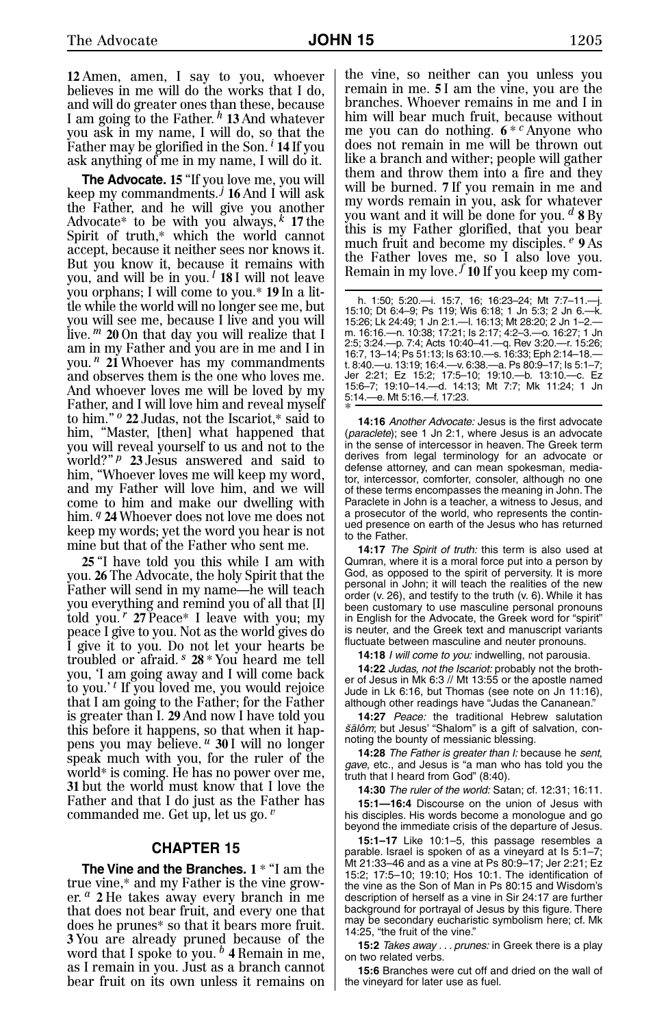**12** Amen, amen, I say to you, whoever believes in me will do the works that I do, and will do greater ones than these, because I am going to the Father.[h] **13** And whatever you ask in my name, I will do, so that the Father may be glorified in the Son.[i] **14** If you ask anything of me in my name, I will do it.

**The Advocate.** **15** "If you love me, you will keep my commandments.[j] **16** And I will ask the Father, and he will give you another Advocate* to be with you always,[k] **17** the Spirit of truth,* which the world cannot accept, because it neither sees nor knows it. But you know it, because it remains with you, and will be in you.[l] **18** I will not leave you orphans; I will come to you.* **19** In a little while the world will no longer see me, but you will see me, because I live and you will live.[m] **20** On that day you will realize that I am in my Father and you are in me and I in you.[n] **21** Whoever has my commandments and observes them is the one who loves me. And whoever loves me will be loved by my Father, and I will love him and reveal myself to him."[o] **22** Judas, not the Iscariot,* said to him, "Master, [then] what happened that you will reveal yourself to us and not to the world?"[p] **23** Jesus answered and said to him, "Whoever loves me will keep my word, and my Father will love him, and we will come to him and make our dwelling with him.[q] **24** Whoever does not love me does not keep my words; yet the word you hear is not mine but that of the Father who sent me.

**25** "I have told you this while I am with you. **26** The Advocate, the holy Spirit that the Father will send in my name—he will teach you everything and remind you of all that [I] told you.[r] **27** Peace* I leave with you; my peace I give to you. Not as the world gives do I give it to you. Do not let your hearts be troubled or afraid.[s] **28** * You heard me tell you, 'I am going away and I will come back to you.'[t] If you loved me, you would rejoice that I am going to the Father; for the Father is greater than I. **29** And now I have told you this before it happens, so that when it happens you may believe.[u] **30** I will no longer speak much with you, for the ruler of the world* is coming. He has no power over me, **31** but the world must know that I love the Father and that I do just as the Father has commanded me. Get up, let us go.[v]

## CHAPTER 15

**The Vine and the Branches.** **1** * "I am the true vine,* and my Father is the vine grower.[a] **2** He takes away every branch in me that does not bear fruit, and every one that does he prunes* so that it bears more fruit. **3** You are already pruned because of the word that I spoke to you.[b] **4** Remain in me, as I remain in you. Just as a branch cannot bear fruit on its own unless it remains on the vine, so neither can you unless you remain in me. **5** I am the vine, you are the branches. Whoever remains in me and I in him will bear much fruit, because without me you can do nothing. **6** * [c] Anyone who does not remain in me will be thrown out like a branch and wither; people will gather them and throw them into a fire and they will be burned. **7** If you remain in me and my words remain in you, ask for whatever you want and it will be done for you.[d] **8** By this is my Father glorified, that you bear much fruit and become my disciples.[e] **9** As the Father loves me, so I also love you. Remain in my love.[f] **10** If you keep my com-

h. 1:50; 5:20.—i. 15:7, 16; 16:23–24; Mt 7:7–11.—j. 15:10; Dt 6:4–9; Ps 119; Wis 6:18; 1 Jn 5:3; 2 Jn 6.—k. 15:26; Lk 24:49; 1 Jn 2:1.—l. 16:13; Mt 28:20; 2 Jn 1–2.—m. 16:16.—n. 10:38; 17:21; Is 2:17; 4:2–3.—o. 16:27; 1 Jn 2:5; 3:24.—p. 7:4; Acts 10:40–41.—q. Rev 3:20.—r. 15:26; 16:7, 13–14; Ps 51:13; Is 63:10.—s. 16:33; Eph 2:14–18.—t. 8:40.—u. 13:19; 16:4.—v. 6:38.—a. Ps 80:9–17; Is 5:1–7; Jer 2:21; Ez 15:2; 17:5–10; 19:10.—b. 13:10.—c. Ez 15:6–7; 19:10–14.—d. 14:13; Mt 7:7; Mk 11:24; 1 Jn 5:14.—e. Mt 5:16.—f. 17:23.

*

**14:16** *Another Advocate:* Jesus is the first advocate (*paraclete*); see 1 Jn 2:1, where Jesus is an advocate in the sense of intercessor in heaven. The Greek term derives from legal terminology for an advocate or defense attorney, and can mean spokesman, mediator, intercessor, comforter, consoler, although no one of these terms encompasses the meaning in John. The Paraclete in John is a teacher, a witness to Jesus, and a prosecutor of the world, who represents the continued presence on earth of the Jesus who has returned to the Father.

**14:17** *The Spirit of truth:* this term is also used at Qumran, where it is a moral force put into a person by God, as opposed to the spirit of perversity. It is more personal in John; it will teach the realities of the new order (v. 26), and testify to the truth (v. 6). While it has been customary to use masculine personal pronouns in English for the Advocate, the Greek word for "spirit" is neuter, and the Greek text and manuscript variants fluctuate between masculine and neuter pronouns.

**14:18** *I will come to you:* indwelling, not parousia.

**14:22** *Judas, not the Iscariot:* probably not the brother of Jesus in Mk 6:3 // Mt 13:55 or the apostle named Jude in Lk 6:16, but Thomas (see note on Jn 11:16), although other readings have "Judas the Cananean."

**14:27** *Peace:* the traditional Hebrew salutation *šālôm*; but Jesus' "Shalom" is a gift of salvation, connoting the bounty of messianic blessing.

**14:28** *The Father is greater than I:* because he *sent*, *gave*, etc., and Jesus is "a man who has told you the truth that I heard from God" (8:40).

**14:30** *The ruler of the world:* Satan; cf. 12:31; 16:11.

**15:1—16:4** Discourse on the union of Jesus with his disciples. His words become a monologue and go beyond the immediate crisis of the departure of Jesus.

**15:1–17** Like 10:1–5, this passage resembles a parable. Israel is spoken of as a vineyard at Is 5:1–7; Mt 21:33–46 and as a vine at Ps 80:9–17; Jer 2:21; Ez 15:2; 17:5–10; 19:10; Hos 10:1. The identification of the vine as the Son of Man in Ps 80:15 and Wisdom's description of herself as a vine in Sir 24:17 are further background for portrayal of Jesus by this figure. There may be secondary eucharistic symbolism here; cf. Mk 14:25, "the fruit of the vine."

**15:2** *Takes away . . . prunes:* in Greek there is a play on two related verbs.

**15:6** Branches were cut off and dried on the wall of the vineyard for later use as fuel.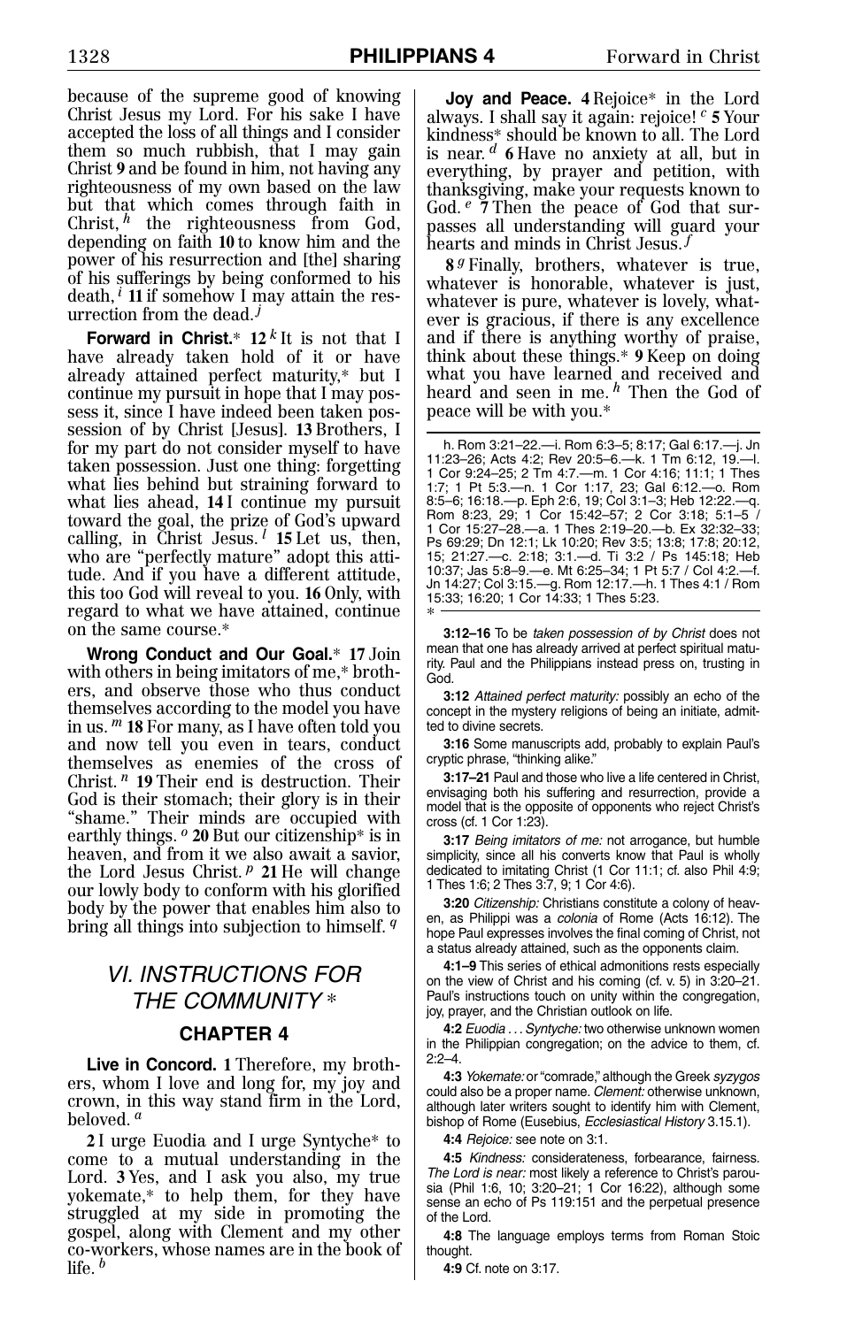because of the supreme good of knowing Christ Jesus my Lord. For his sake I have accepted the loss of all things and I consider them so much rubbish, that I may gain Christ **9** and be found in him, not having any righteousness of my own based on the law but that which comes through faith in Christ, [h] the righteousness from God, depending on faith **10** to know him and the power of his resurrection and [the] sharing of his sufferings by being conformed to his death, [i] **11** if somehow I may attain the resurrection from the dead. [j]

**Forward in Christ.*** **12** [k] It is not that I have already taken hold of it or have already attained perfect maturity,* but I continue my pursuit in hope that I may possess it, since I have indeed been taken possession of by Christ [Jesus]. **13** Brothers, I for my part do not consider myself to have taken possession. Just one thing: forgetting what lies behind but straining forward to what lies ahead, **14** I continue my pursuit toward the goal, the prize of God's upward calling, in Christ Jesus. [l] **15** Let us, then, who are "perfectly mature" adopt this attitude. And if you have a different attitude, this too God will reveal to you. **16** Only, with regard to what we have attained, continue on the same course.*

**Wrong Conduct and Our Goal.*** **17** Join with others in being imitators of me,* brothers, and observe those who thus conduct themselves according to the model you have in us. [m] **18** For many, as I have often told you and now tell you even in tears, conduct themselves as enemies of the cross of Christ. [n] **19** Their end is destruction. Their God is their stomach; their glory is in their "shame." Their minds are occupied with earthly things. [o] **20** But our citizenship* is in heaven, and from it we also await a savior, the Lord Jesus Christ. [p] **21** He will change our lowly body to conform with his glorified body by the power that enables him also to bring all things into subjection to himself. [q]

## *VI. INSTRUCTIONS FOR THE COMMUNITY* *

### CHAPTER 4

**Live in Concord.** **1** Therefore, my brothers, whom I love and long for, my joy and crown, in this way stand firm in the Lord, beloved. [a]

**2** I urge Euodia and I urge Syntyche* to come to a mutual understanding in the Lord. **3** Yes, and I ask you also, my true yokemate,* to help them, for they have struggled at my side in promoting the gospel, along with Clement and my other co-workers, whose names are in the book of life. [b]

**Joy and Peace.** **4** Rejoice* in the Lord always. I shall say it again: rejoice! [c] **5** Your kindness* should be known to all. The Lord is near. [d] **6** Have no anxiety at all, but in everything, by prayer and petition, with thanksgiving, make your requests known to God. [e] **7** Then the peace of God that surpasses all understanding will guard your hearts and minds in Christ Jesus. [f]

**8** [g] Finally, brothers, whatever is true, whatever is honorable, whatever is just, whatever is pure, whatever is lovely, whatever is gracious, if there is any excellence and if there is anything worthy of praise, think about these things.* **9** Keep on doing what you have learned and received and heard and seen in me. [h] Then the God of peace will be with you.*

h. Rom 3:21–22.—i. Rom 6:3–5; 8:17; Gal 6:17.—j. Jn 11:23–26; Acts 4:2; Rev 20:5–6.—k. 1 Tm 6:12, 19.—l. 1 Cor 9:24–25; 2 Tm 4:7.—m. 1 Cor 4:16; 11:1; 1 Thes 1:7; 1 Pt 5:3.—n. 1 Cor 1:17, 23; Gal 6:12.—o. Rom 8:5–6; 16:18.—p. Eph 2:6, 19; Col 3:1–3; Heb 12:22.—q. Rom 8:23, 29; 1 Cor 15:42–57; 2 Cor 3:18; 5:1–5 / 1 Cor 15:27–28.—a. 1 Thes 2:19–20.—b. Ex 32:32–33; Ps 69:29; Dn 12:1; Lk 10:20; Rev 3:5; 13:8; 17:8; 20:12, 15; 21:27.—c. 2:18; 3:1.—d. Ti 3:2 / Ps 145:18; Heb 10:37; Jas 5:8–9.—e. Mt 6:25–34; 1 Pt 5:7 / Col 4:2.—f. Jn 14:27; Col 3:15.—g. Rom 12:17.—h. 1 Thes 4:1 / Rom 15:33; 16:20; 1 Cor 14:33; 1 Thes 5:23.

*

**3:12–16** To be *taken possession of by Christ* does not mean that one has already arrived at perfect spiritual maturity. Paul and the Philippians instead press on, trusting in God.

**3:12** *Attained perfect maturity:* possibly an echo of the concept in the mystery religions of being an initiate, admitted to divine secrets.

**3:16** Some manuscripts add, probably to explain Paul's cryptic phrase, "thinking alike."

**3:17–21** Paul and those who live a life centered in Christ, envisaging both his suffering and resurrection, provide a model that is the opposite of opponents who reject Christ's cross (cf. 1 Cor 1:23).

**3:17** *Being imitators of me:* not arrogance, but humble simplicity, since all his converts know that Paul is wholly dedicated to imitating Christ (1 Cor 11:1; cf. also Phil 4:9; 1 Thes 1:6; 2 Thes 3:7, 9; 1 Cor 4:6).

**3:20** *Citizenship:* Christians constitute a colony of heaven, as Philippi was a *colonia* of Rome (Acts 16:12). The hope Paul expresses involves the final coming of Christ, not a status already attained, such as the opponents claim.

**4:1–9** This series of ethical admonitions rests especially on the view of Christ and his coming (cf. v. 5) in 3:20–21. Paul's instructions touch on unity within the congregation, joy, prayer, and the Christian outlook on life.

**4:2** *Euodia . . . Syntyche:* two otherwise unknown women in the Philippian congregation; on the advice to them, cf. 2:2–4.

**4:3** *Yokemate:* or "comrade," although the Greek *syzygos* could also be a proper name. *Clement:* otherwise unknown, although later writers sought to identify him with Clement, bishop of Rome (Eusebius, *Ecclesiastical History* 3.15.1).

**4:4** *Rejoice:* see note on 3:1.

**4:5** *Kindness:* considerateness, forbearance, fairness. *The Lord is near:* most likely a reference to Christ's parousia (Phil 1:6, 10; 3:20–21; 1 Cor 16:22), although some sense an echo of Ps 119:151 and the perpetual presence of the Lord.

**4:8** The language employs terms from Roman Stoic thought.

**4:9** Cf. note on 3:17.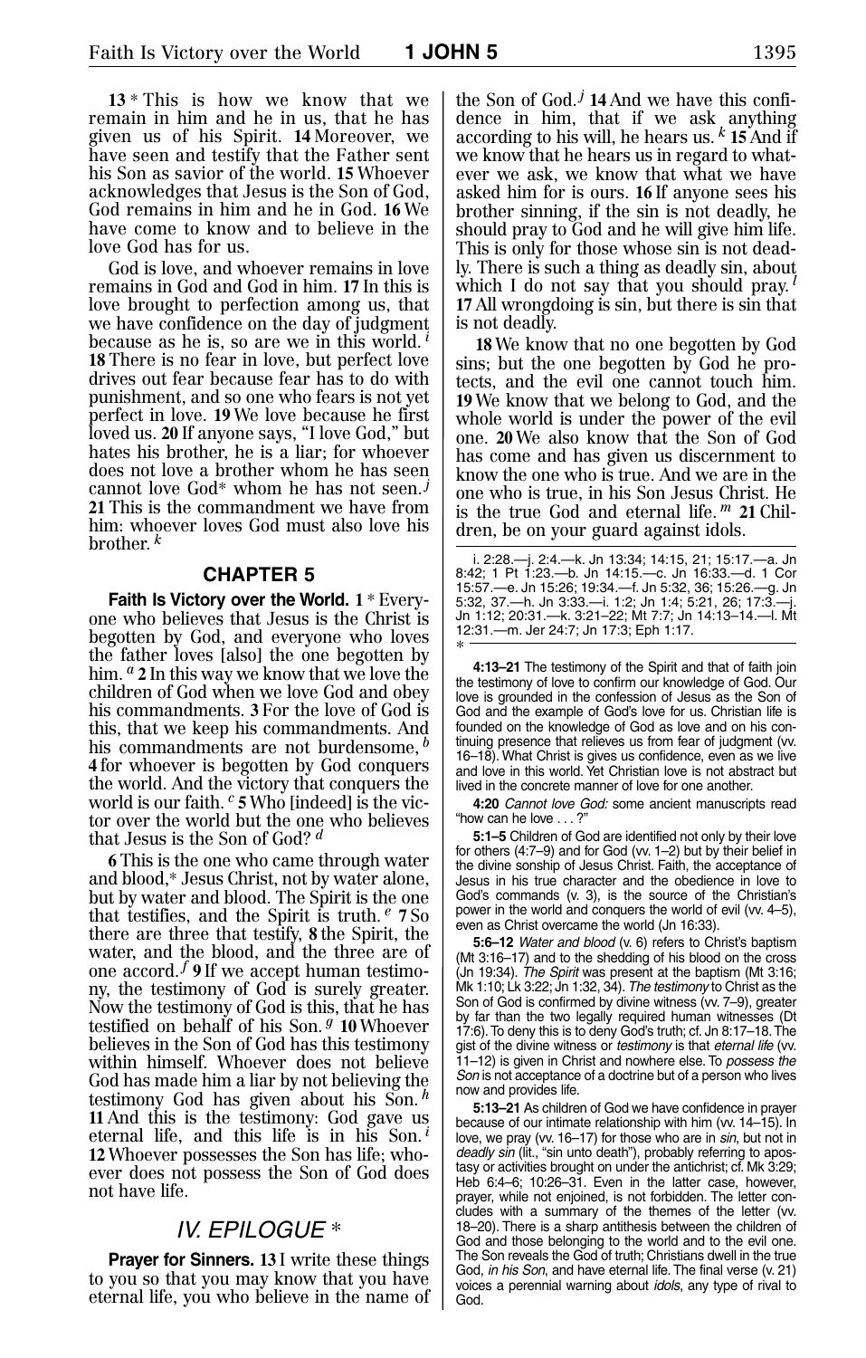**13** * This is how we know that we remain in him and he in us, that he has given us of his Spirit. **14** Moreover, we have seen and testify that the Father sent his Son as savior of the world. **15** Whoever acknowledges that Jesus is the Son of God, God remains in him and he in God. **16** We have come to know and to believe in the love God has for us.

God is love, and whoever remains in love remains in God and God in him. **17** In this is love brought to perfection among us, that we have confidence on the day of judgment because as he is, so are we in this world.[i] **18** There is no fear in love, but perfect love drives out fear because fear has to do with punishment, and so one who fears is not yet perfect in love. **19** We love because he first loved us. **20** If anyone says, "I love God," but hates his brother, he is a liar; for whoever does not love a brother whom he has seen cannot love God* whom he has not seen.[j] **21** This is the commandment we have from him: whoever loves God must also love his brother.[k]

## CHAPTER 5

**Faith Is Victory over the World.** **1** * Everyone who believes that Jesus is the Christ is begotten by God, and everyone who loves the father loves [also] the one begotten by him.[a] **2** In this way we know that we love the children of God when we love God and obey his commandments. **3** For the love of God is this, that we keep his commandments. And his commandments are not burdensome,[b] **4** for whoever is begotten by God conquers the world. And the victory that conquers the world is our faith.[c] **5** Who [indeed] is the victor over the world but the one who believes that Jesus is the Son of God?[d]

**6** This is the one who came through water and blood,* Jesus Christ, not by water alone, but by water and blood. The Spirit is the one that testifies, and the Spirit is truth.[e] **7** So there are three that testify, **8** the Spirit, the water, and the blood, and the three are of one accord.[f] **9** If we accept human testimony, the testimony of God is surely greater. Now the testimony of God is this, that he has testified on behalf of his Son.[g] **10** Whoever believes in the Son of God has this testimony within himself. Whoever does not believe God has made him a liar by not believing the testimony God has given about his Son.[h] **11** And this is the testimony: God gave us eternal life, and this life is in his Son.[i] **12** Whoever possesses the Son has life; whoever does not possess the Son of God does not have life.

## *IV. EPILOGUE* *

**Prayer for Sinners.** **13** I write these things to you so that you may know that you have eternal life, you who believe in the name of the Son of God.[j] **14** And we have this confidence in him, that if we ask anything according to his will, he hears us.[k] **15** And if we know that he hears us in regard to whatever we ask, we know that what we have asked him for is ours. **16** If anyone sees his brother sinning, if the sin is not deadly, he should pray to God and he will give him life. This is only for those whose sin is not deadly. There is such a thing as deadly sin, about which I do not say that you should pray.[l] **17** All wrongdoing is sin, but there is sin that is not deadly.

**18** We know that no one begotten by God sins; but the one begotten by God he protects, and the evil one cannot touch him. **19** We know that we belong to God, and the whole world is under the power of the evil one. **20** We also know that the Son of God has come and has given us discernment to know the one who is true. And we are in the one who is true, in his Son Jesus Christ. He is the true God and eternal life.[m] **21** Children, be on your guard against idols.

i. 2:28.—j. 2:4.—k. Jn 13:34; 14:15, 21; 15:17.—a. Jn 8:42; 1 Pt 1:23.—b. Jn 14:15.—c. Jn 16:33.—d. 1 Cor 15:57.—e. Jn 15:26; 19:34.—f. Jn 5:32, 36; 15:26.—g. Jn 5:32, 37.—h. Jn 3:33.—i. 1:2; Jn 1:4; 5:21, 26; 17:3.—j. Jn 1:12; 20:31.—k. 3:21–22; Mt 7:7; Jn 14:13–14.—l. Mt 12:31.—m. Jer 24:7; Jn 17:3; Eph 1:17.

---

**4:13–21** The testimony of the Spirit and that of faith join the testimony of love to confirm our knowledge of God. Our love is grounded in the confession of Jesus as the Son of God and the example of God's love for us. Christian life is founded on the knowledge of God as love and on his continuing presence that relieves us from fear of judgment (vv. 16–18). What Christ is gives us confidence, even as we live and love in this world. Yet Christian love is not abstract but lived in the concrete manner of love for one another.

**4:20** *Cannot love God:* some ancient manuscripts read "how can he love . . . ?"

**5:1–5** Children of God are identified not only by their love for others (4:7–9) and for God (vv. 1–2) but by their belief in the divine sonship of Jesus Christ. Faith, the acceptance of Jesus in his true character and the obedience in love to God's commands (v. 3), is the source of the Christian's power in the world and conquers the world of evil (vv. 4–5), even as Christ overcame the world (Jn 16:33).

**5:6–12** *Water and blood* (v. 6) refers to Christ's baptism (Mt 3:16–17) and to the shedding of his blood on the cross (Jn 19:34). *The Spirit* was present at the baptism (Mt 3:16; Mk 1:10; Lk 3:22; Jn 1:32, 34). *The testimony* to Christ as the Son of God is confirmed by divine witness (vv. 7–9), greater by far than the two legally required human witnesses (Dt 17:6). To deny this is to deny God's truth; cf. Jn 8:17–18. The gist of the divine witness or *testimony* is that *eternal life* (vv. 11–12) is given in Christ and nowhere else. To *possess the Son* is not acceptance of a doctrine but of a person who lives now and provides life.

**5:13–21** As children of God we have confidence in prayer because of our intimate relationship with him (vv. 14–15). In love, we pray (vv. 16–17) for those who are in *sin*, but not in *deadly sin* (lit., "sin unto death"), probably referring to apostasy or activities brought on under the antichrist; cf. Mk 3:29; Heb 6:4–6; 10:26–31. Even in the latter case, however, prayer, while not enjoined, is not forbidden. The letter concludes with a summary of the themes of the letter (vv. 18–20). There is a sharp antithesis between the children of God and those belonging to the world and to the evil one. The Son reveals the God of truth; Christians dwell in the true God, *in his Son*, and have eternal life. The final verse (v. 21) voices a perennial warning about *idols*, any type of rival to God.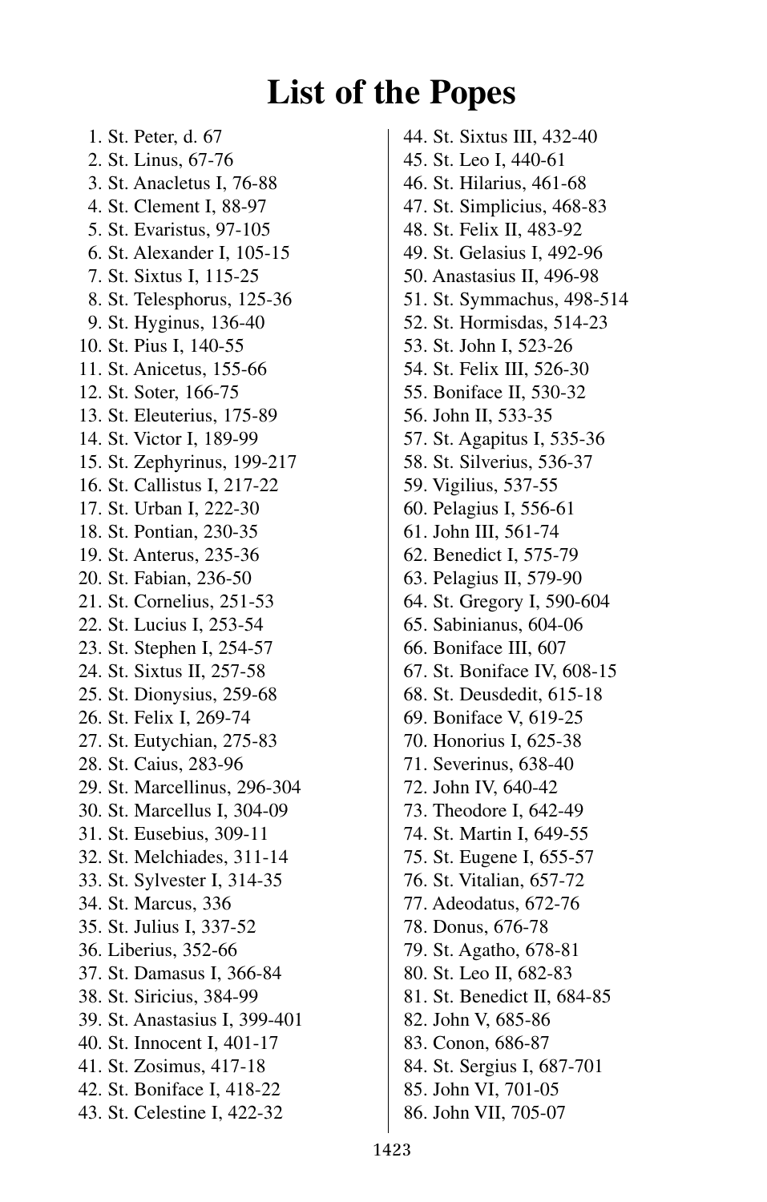# List of the Popes

1. St. Peter, d. 67
2. St. Linus, 67-76
3. St. Anacletus I, 76-88
4. St. Clement I, 88-97
5. St. Evaristus, 97-105
6. St. Alexander I, 105-15
7. St. Sixtus I, 115-25
8. St. Telesphorus, 125-36
9. St. Hyginus, 136-40
10. St. Pius I, 140-55
11. St. Anicetus, 155-66
12. St. Soter, 166-75
13. St. Eleuterius, 175-89
14. St. Victor I, 189-99
15. St. Zephyrinus, 199-217
16. St. Callistus I, 217-22
17. St. Urban I, 222-30
18. St. Pontian, 230-35
19. St. Anterus, 235-36
20. St. Fabian, 236-50
21. St. Cornelius, 251-53
22. St. Lucius I, 253-54
23. St. Stephen I, 254-57
24. St. Sixtus II, 257-58
25. St. Dionysius, 259-68
26. St. Felix I, 269-74
27. St. Eutychian, 275-83
28. St. Caius, 283-96
29. St. Marcellinus, 296-304
30. St. Marcellus I, 304-09
31. St. Eusebius, 309-11
32. St. Melchiades, 311-14
33. St. Sylvester I, 314-35
34. St. Marcus, 336
35. St. Julius I, 337-52
36. Liberius, 352-66
37. St. Damasus I, 366-84
38. St. Siricius, 384-99
39. St. Anastasius I, 399-401
40. St. Innocent I, 401-17
41. St. Zosimus, 417-18
42. St. Boniface I, 418-22
43. St. Celestine I, 422-32
44. St. Sixtus III, 432-40
45. St. Leo I, 440-61
46. St. Hilarius, 461-68
47. St. Simplicius, 468-83
48. St. Felix II, 483-92
49. St. Gelasius I, 492-96
50. Anastasius II, 496-98
51. St. Symmachus, 498-514
52. St. Hormisdas, 514-23
53. St. John I, 523-26
54. St. Felix III, 526-30
55. Boniface II, 530-32
56. John II, 533-35
57. St. Agapitus I, 535-36
58. St. Silverius, 536-37
59. Vigilius, 537-55
60. Pelagius I, 556-61
61. John III, 561-74
62. Benedict I, 575-79
63. Pelagius II, 579-90
64. St. Gregory I, 590-604
65. Sabinianus, 604-06
66. Boniface III, 607
67. St. Boniface IV, 608-15
68. St. Deusdedit, 615-18
69. Boniface V, 619-25
70. Honorius I, 625-38
71. Severinus, 638-40
72. John IV, 640-42
73. Theodore I, 642-49
74. St. Martin I, 649-55
75. St. Eugene I, 655-57
76. St. Vitalian, 657-72
77. Adeodatus, 672-76
78. Donus, 676-78
79. St. Agatho, 678-81
80. St. Leo II, 682-83
81. St. Benedict II, 684-85
82. John V, 685-86
83. Conon, 686-87
84. St. Sergius I, 687-701
85. John VI, 701-05
86. John VII, 705-07